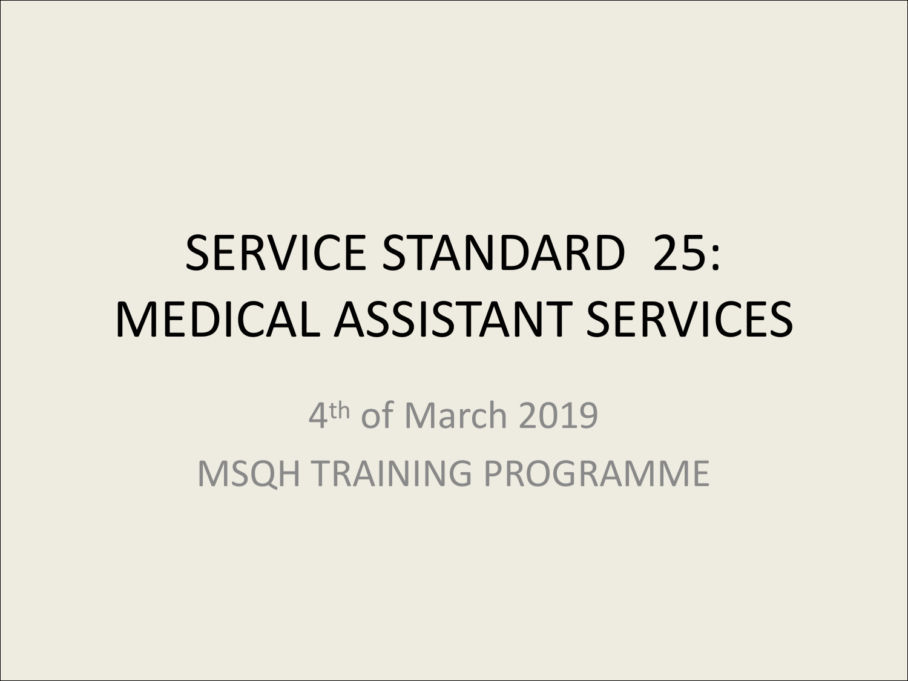# SERVICE STANDARD 25: MEDICAL ASSISTANT SERVICES

4th of March 2019

MSQH TRAINING PROGRAMME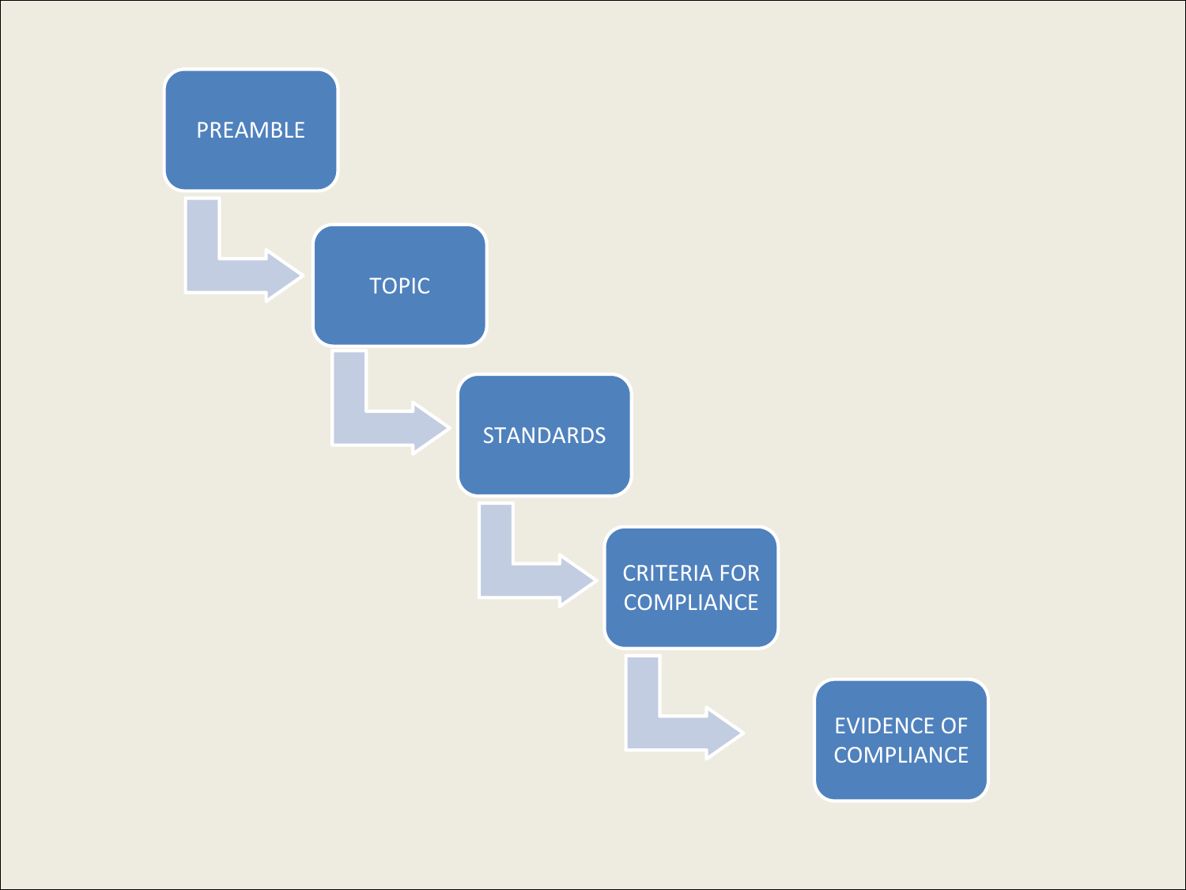PREAMBLE

TOPIC

STANDARDS

CRITERIA FOR COMPLIANCE

EVIDENCE OF COMPLIANCE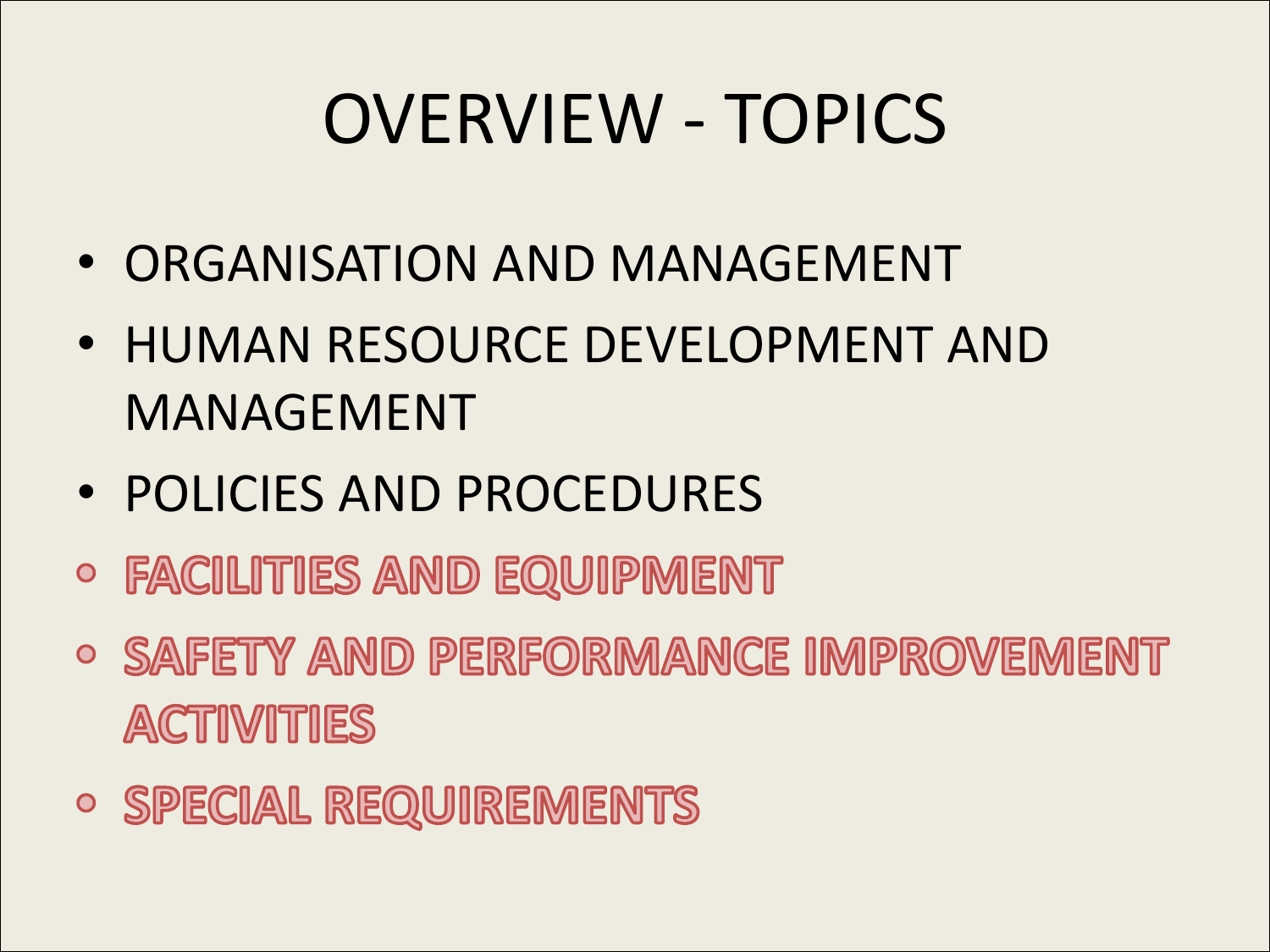# OVERVIEW - TOPICS

- ORGANISATION AND MANAGEMENT
- HUMAN RESOURCE DEVELOPMENT AND MANAGEMENT
- POLICIES AND PROCEDURES
- **FACILITIES AND EQUIPMENT**
- **SAFETY AND PERFORMANCE IMPROVEMENT ACTIVITIES**
- **SPECIAL REQUIREMENTS**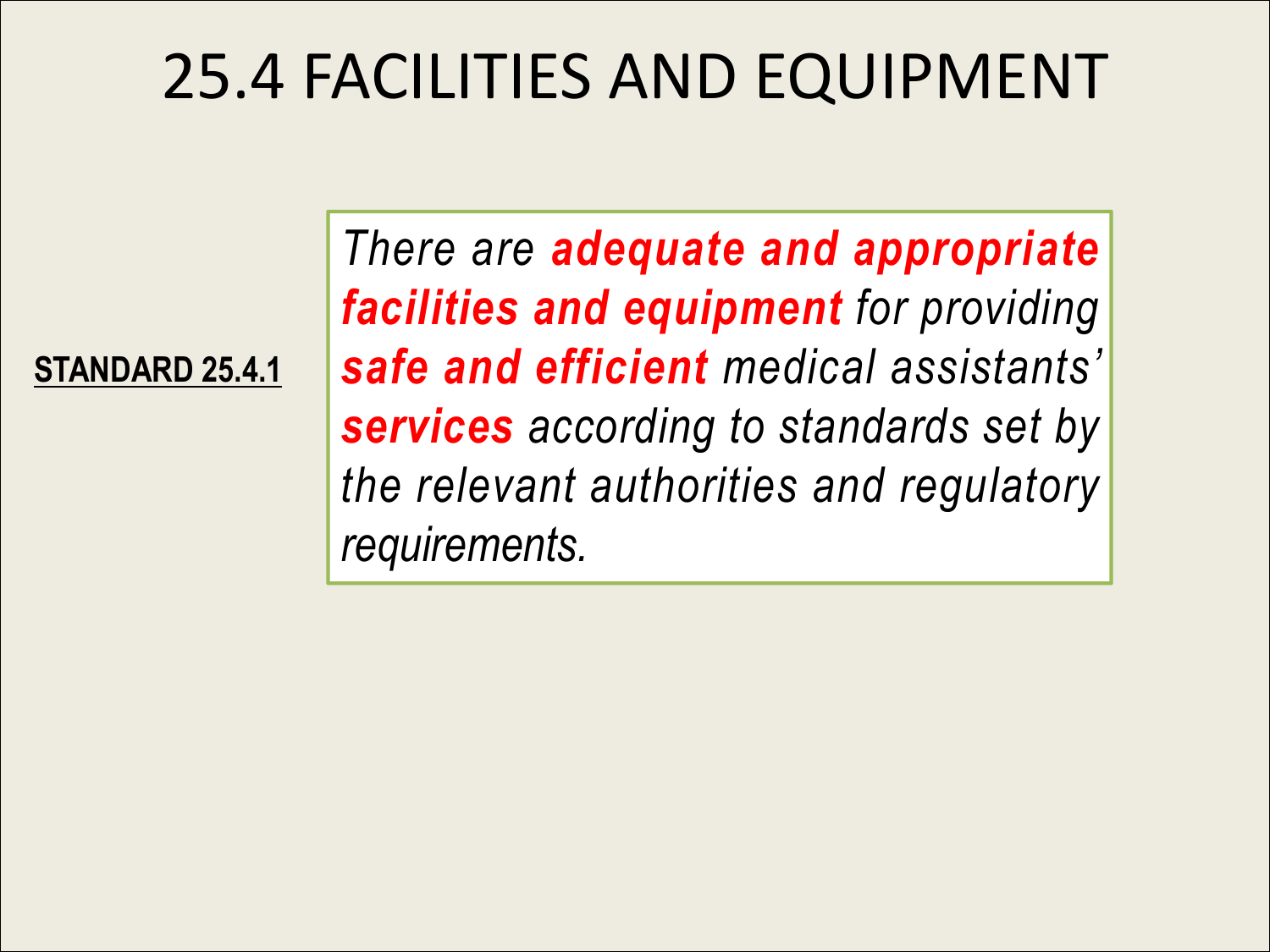# 25.4 FACILITIES AND EQUIPMENT

**STANDARD 25.4.1**

*There are **adequate and appropriate facilities and equipment** for providing **safe and efficient** medical assistants' **services** according to standards set by the relevant authorities and regulatory requirements.*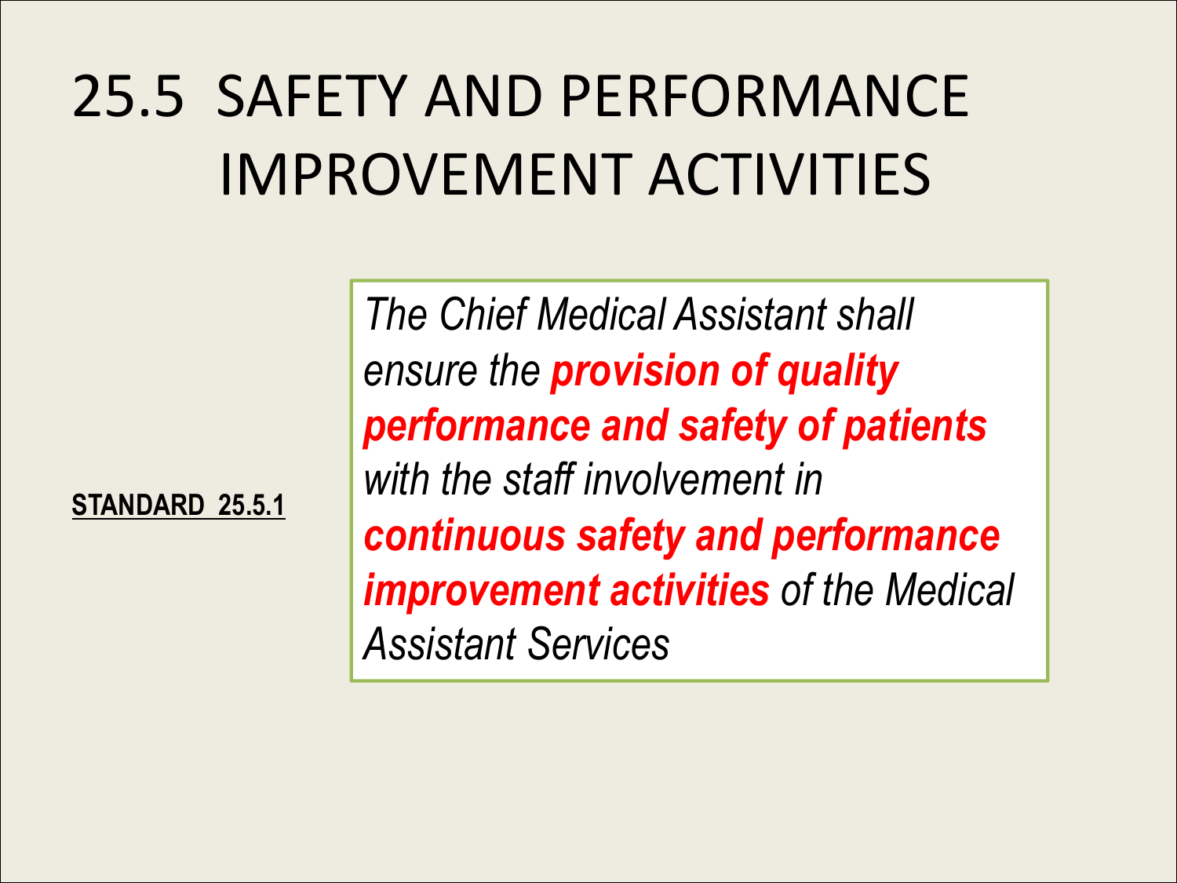# 25.5 SAFETY AND PERFORMANCE IMPROVEMENT ACTIVITIES

**STANDARD 25.5.1**

*The Chief Medical Assistant shall ensure the **provision of quality performance and safety of patients** with the staff involvement in **continuous safety and performance improvement activities** of the Medical Assistant Services*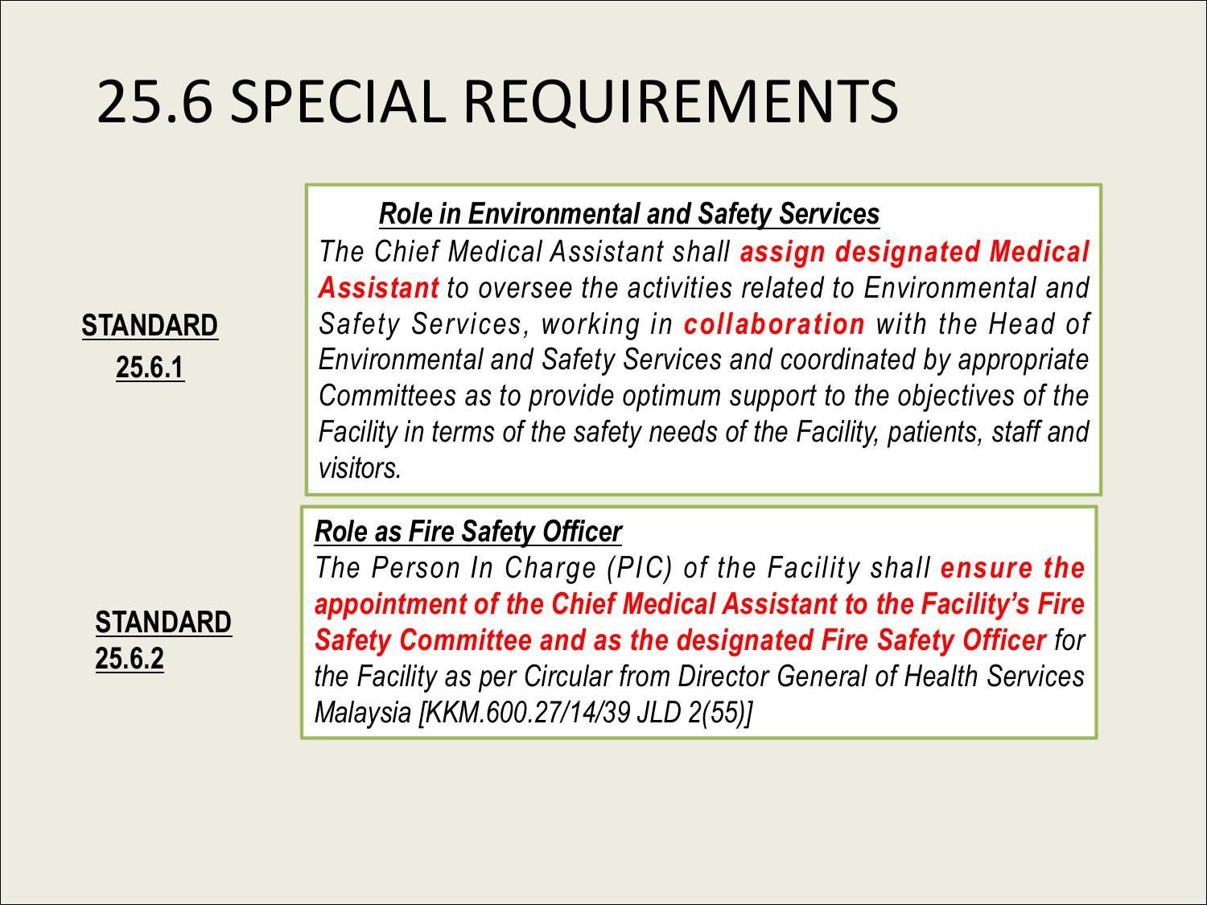# 25.6 SPECIAL REQUIREMENTS

**STANDARD 25.6.1**

***Role in Environmental and Safety Services***

*The Chief Medical Assistant shall **assign designated Medical Assistant** to oversee the activities related to Environmental and Safety Services, working in **collaboration** with the Head of Environmental and Safety Services and coordinated by appropriate Committees as to provide optimum support to the objectives of the Facility in terms of the safety needs of the Facility, patients, staff and visitors.*

**STANDARD 25.6.2**

***Role as Fire Safety Officer***

*The Person In Charge (PIC) of the Facility shall **ensure the appointment of the Chief Medical Assistant to the Facility's Fire Safety Committee and as the designated Fire Safety Officer** for the Facility as per Circular from Director General of Health Services Malaysia [KKM.600.27/14/39 JLD 2(55)]*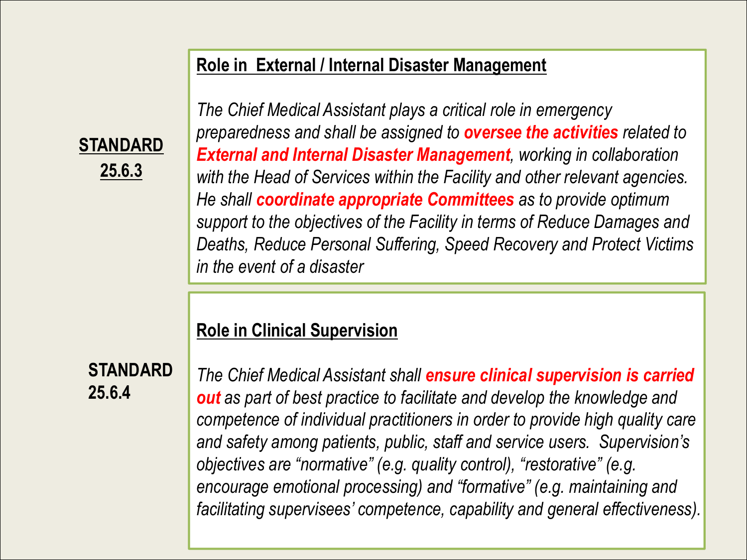**STANDARD 25.6.3**

### Role in External / Internal Disaster Management

*The Chief Medical Assistant plays a critical role in emergency preparedness and shall be assigned to* ***oversee the activities*** *related to* ***External and Internal Disaster Management****, working in collaboration with the Head of Services within the Facility and other relevant agencies. He shall* ***coordinate appropriate Committees*** *as to provide optimum support to the objectives of the Facility in terms of Reduce Damages and Deaths, Reduce Personal Suffering, Speed Recovery and Protect Victims in the event of a disaster*

**STANDARD 25.6.4**

### Role in Clinical Supervision

*The Chief Medical Assistant shall* ***ensure clinical supervision is carried out*** *as part of best practice to facilitate and develop the knowledge and competence of individual practitioners in order to provide high quality care and safety among patients, public, staff and service users. Supervision's objectives are "normative" (e.g. quality control), "restorative" (e.g. encourage emotional processing) and "formative" (e.g. maintaining and facilitating supervisees' competence, capability and general effectiveness).*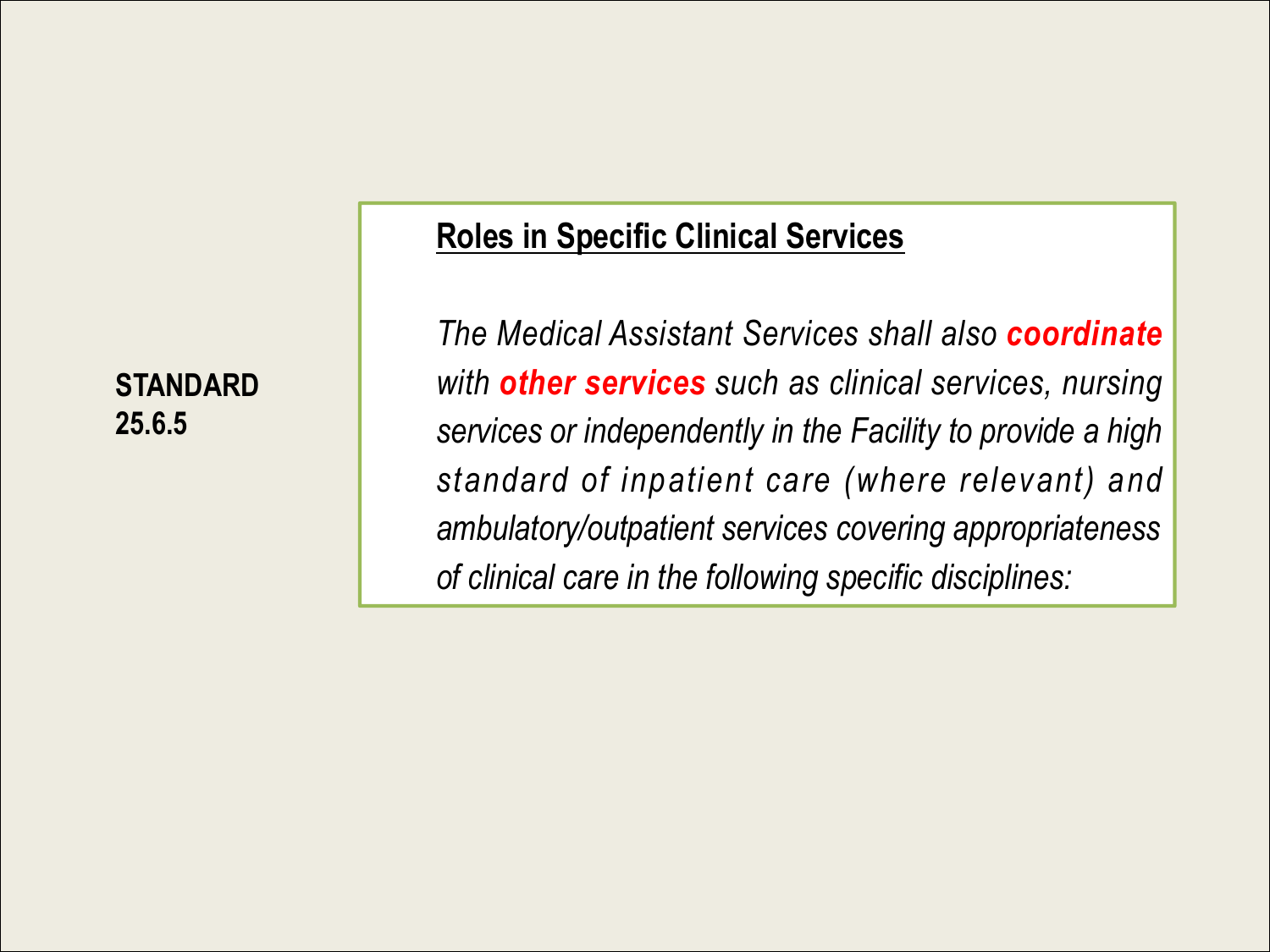**STANDARD 25.6.5**

## Roles in Specific Clinical Services

*The Medical Assistant Services shall also **coordinate** with **other services** such as clinical services, nursing services or independently in the Facility to provide a high standard of inpatient care (where relevant) and ambulatory/outpatient services covering appropriateness of clinical care in the following specific disciplines:*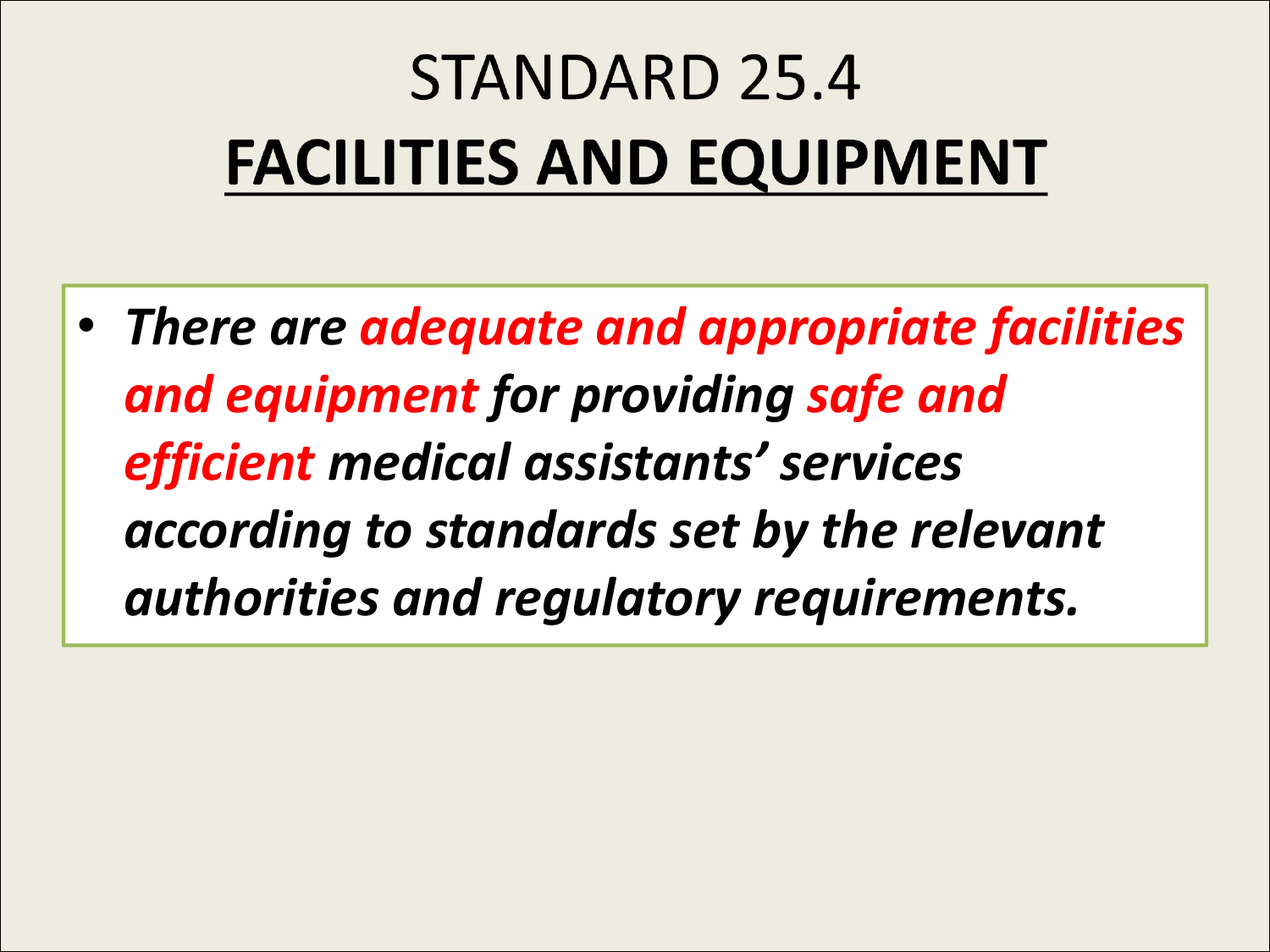# STANDARD 25.4

## FACILITIES AND EQUIPMENT

- ***There are adequate and appropriate facilities and equipment for providing safe and efficient medical assistants' services according to standards set by the relevant authorities and regulatory requirements.***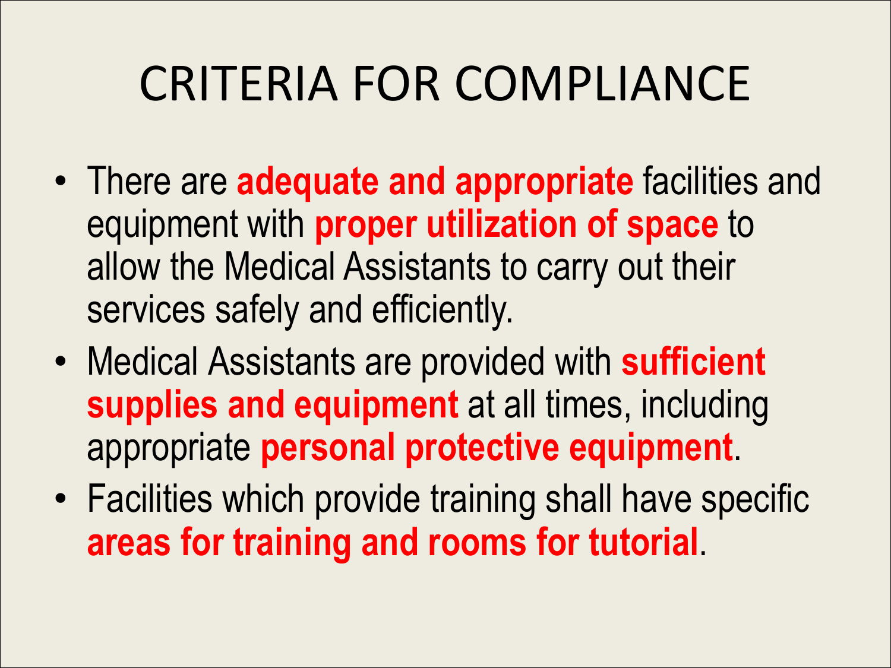# CRITERIA FOR COMPLIANCE

- There are **adequate and appropriate** facilities and equipment with **proper utilization of space** to allow the Medical Assistants to carry out their services safely and efficiently.
- Medical Assistants are provided with **sufficient supplies and equipment** at all times, including appropriate **personal protective equipment**.
- Facilities which provide training shall have specific **areas for training and rooms for tutorial**.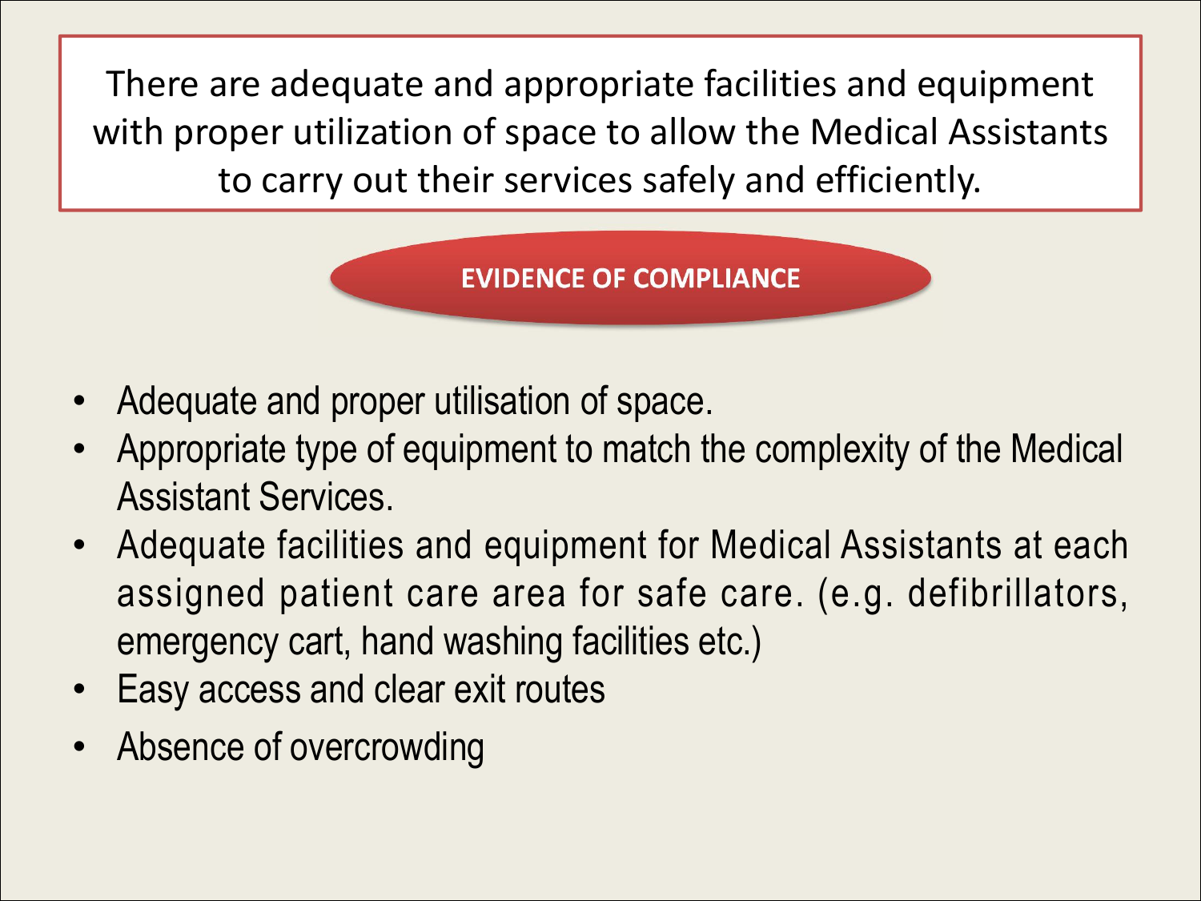There are adequate and appropriate facilities and equipment with proper utilization of space to allow the Medical Assistants to carry out their services safely and efficiently.

**EVIDENCE OF COMPLIANCE**

- Adequate and proper utilisation of space.
- Appropriate type of equipment to match the complexity of the Medical Assistant Services.
- Adequate facilities and equipment for Medical Assistants at each assigned patient care area for safe care. (e.g. defibrillators, emergency cart, hand washing facilities etc.)
- Easy access and clear exit routes
- Absence of overcrowding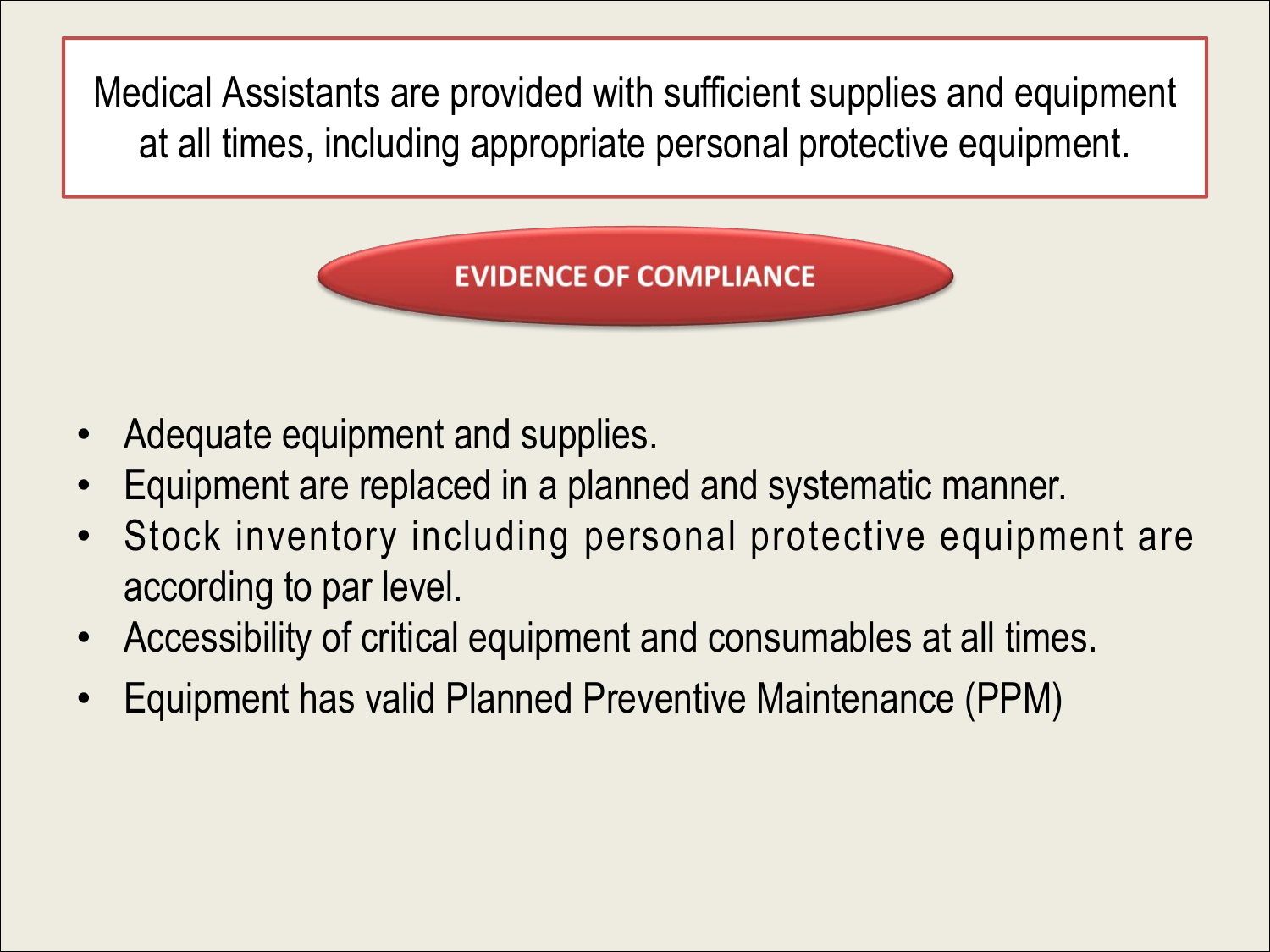Medical Assistants are provided with sufficient supplies and equipment at all times, including appropriate personal protective equipment.

## EVIDENCE OF COMPLIANCE

- Adequate equipment and supplies.
- Equipment are replaced in a planned and systematic manner.
- Stock inventory including personal protective equipment are according to par level.
- Accessibility of critical equipment and consumables at all times.
- Equipment has valid Planned Preventive Maintenance (PPM)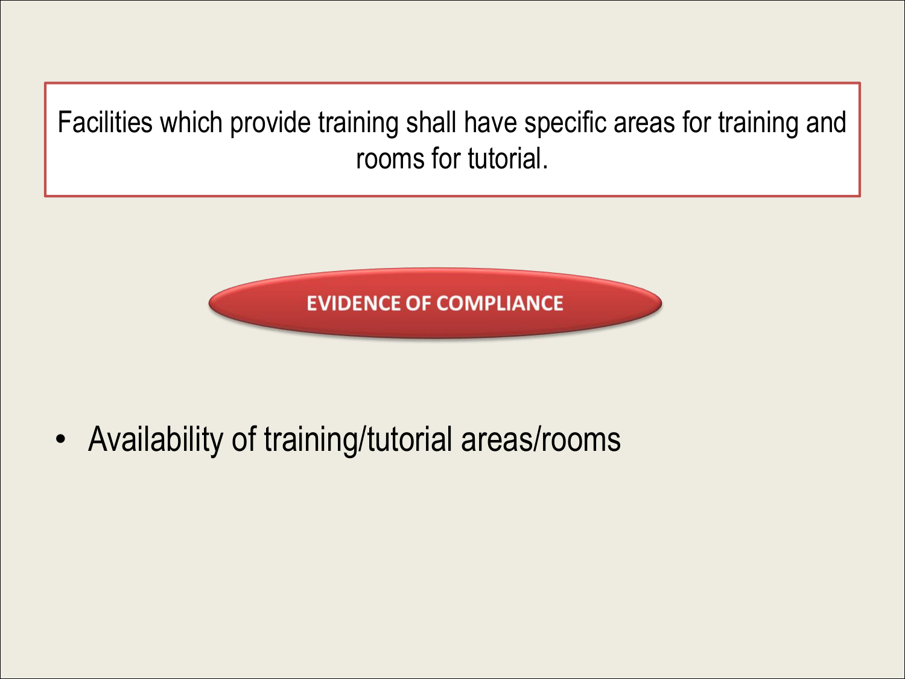Facilities which provide training shall have specific areas for training and rooms for tutorial.

**EVIDENCE OF COMPLIANCE**

- Availability of training/tutorial areas/rooms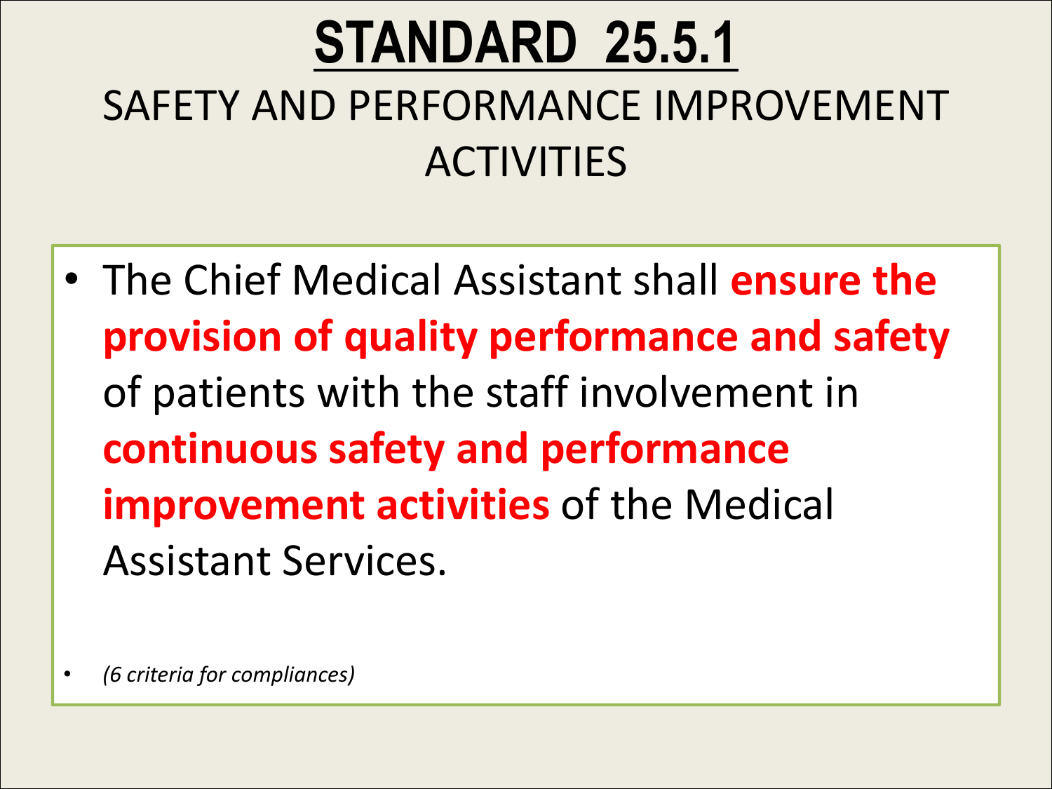# STANDARD 25.5.1

## SAFETY AND PERFORMANCE IMPROVEMENT ACTIVITIES

- The Chief Medical Assistant shall **ensure the provision of quality performance and safety** of patients with the staff involvement in **continuous safety and performance improvement activities** of the Medical Assistant Services.

- *(6 criteria for compliances)*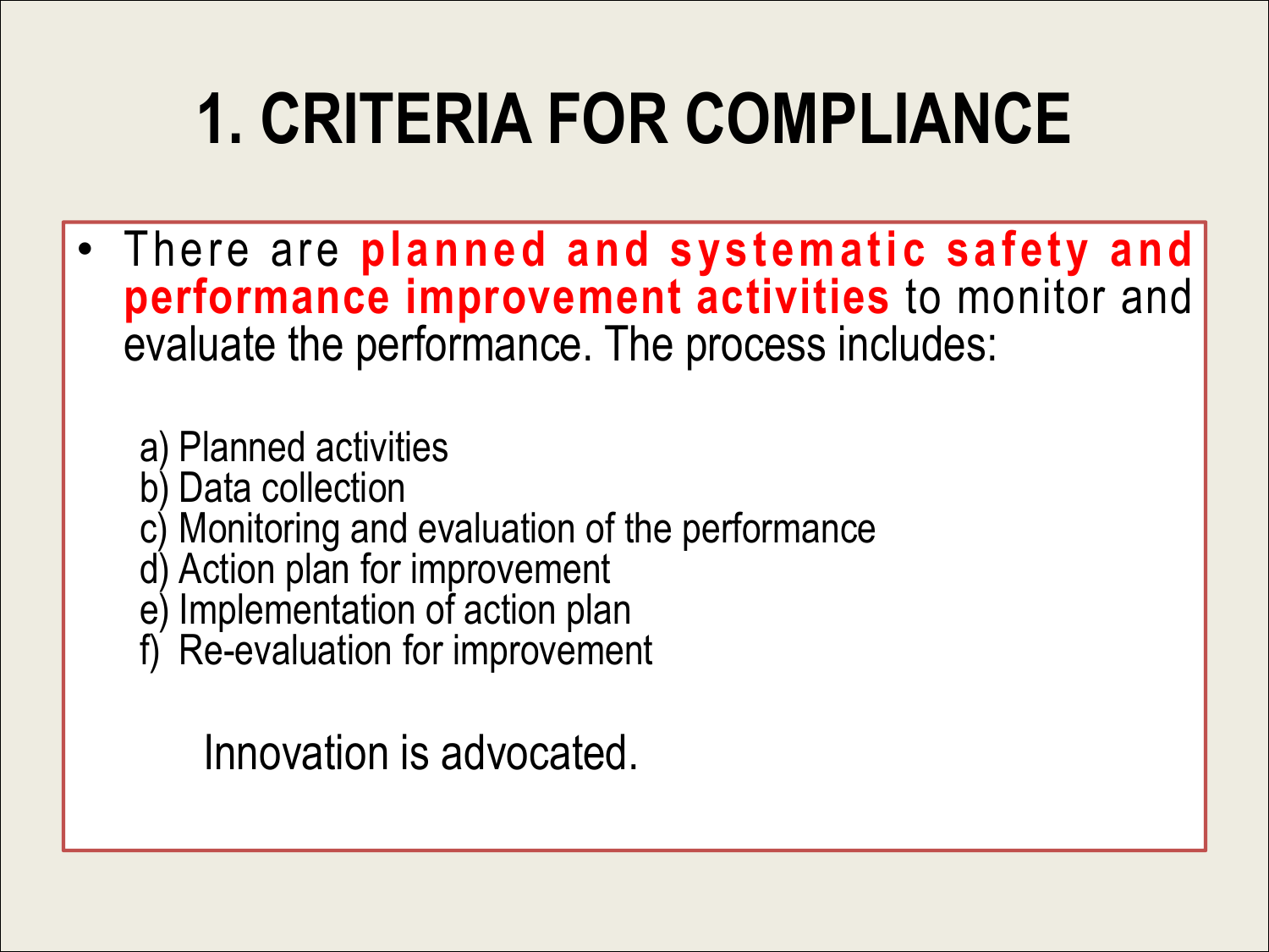# 1. CRITERIA FOR COMPLIANCE

- There are **planned and systematic safety and performance improvement activities** to monitor and evaluate the performance. The process includes:

  a) Planned activities
  b) Data collection
  c) Monitoring and evaluation of the performance
  d) Action plan for improvement
  e) Implementation of action plan
  f) Re-evaluation for improvement

  Innovation is advocated.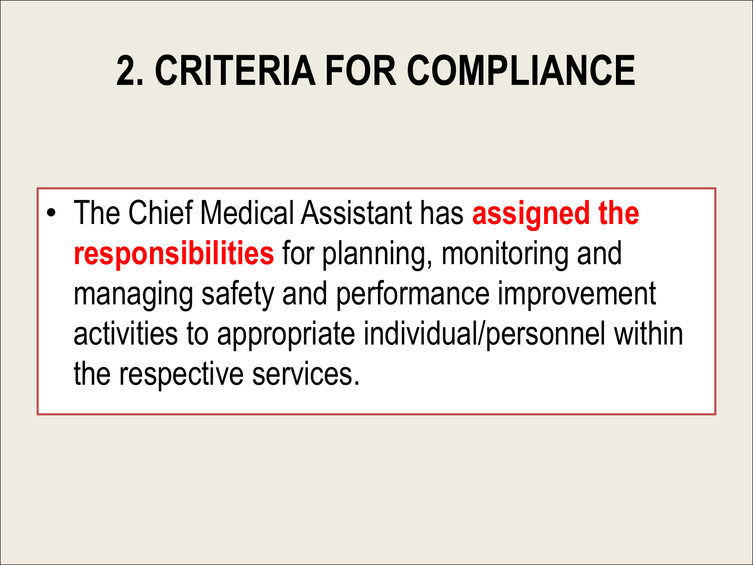# 2. CRITERIA FOR COMPLIANCE

- The Chief Medical Assistant has **assigned the responsibilities** for planning, monitoring and managing safety and performance improvement activities to appropriate individual/personnel within the respective services.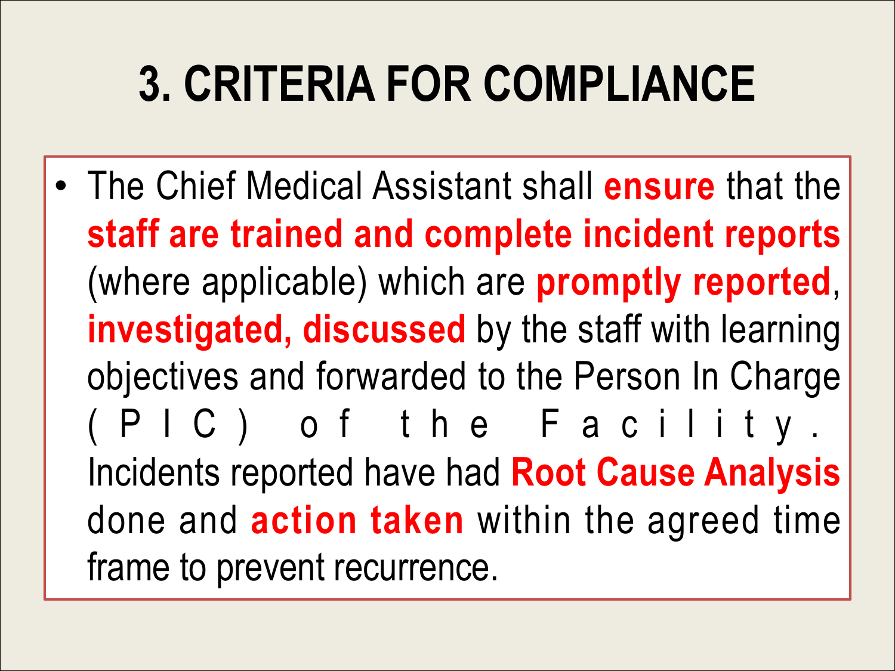# 3. CRITERIA FOR COMPLIANCE

- The Chief Medical Assistant shall **ensure** that the **staff are trained and complete incident reports** (where applicable) which are **promptly reported**, **investigated, discussed** by the staff with learning objectives and forwarded to the Person In Charge (PIC) of the Facility. Incidents reported have had **Root Cause Analysis** done and **action taken** within the agreed time frame to prevent recurrence.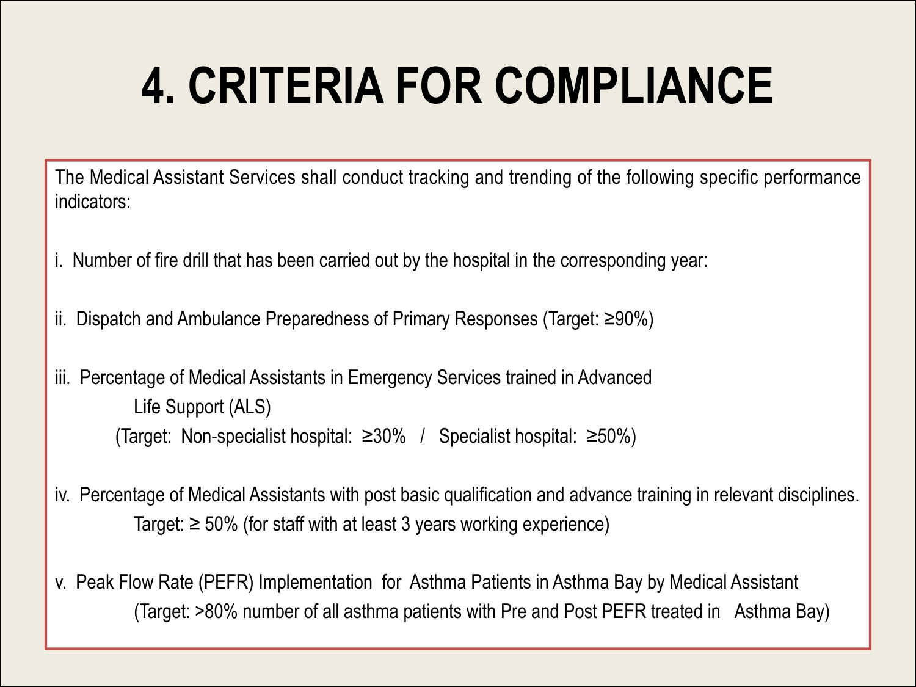# 4. CRITERIA FOR COMPLIANCE

The Medical Assistant Services shall conduct tracking and trending of the following specific performance indicators:

i. Number of fire drill that has been carried out by the hospital in the corresponding year:

ii. Dispatch and Ambulance Preparedness of Primary Responses (Target: ≥90%)

iii. Percentage of Medical Assistants in Emergency Services trained in Advanced Life Support (ALS)
(Target: Non-specialist hospital: ≥30% / Specialist hospital: ≥50%)

iv. Percentage of Medical Assistants with post basic qualification and advance training in relevant disciplines.
Target: ≥ 50% (for staff with at least 3 years working experience)

v. Peak Flow Rate (PEFR) Implementation for Asthma Patients in Asthma Bay by Medical Assistant
(Target: >80% number of all asthma patients with Pre and Post PEFR treated in Asthma Bay)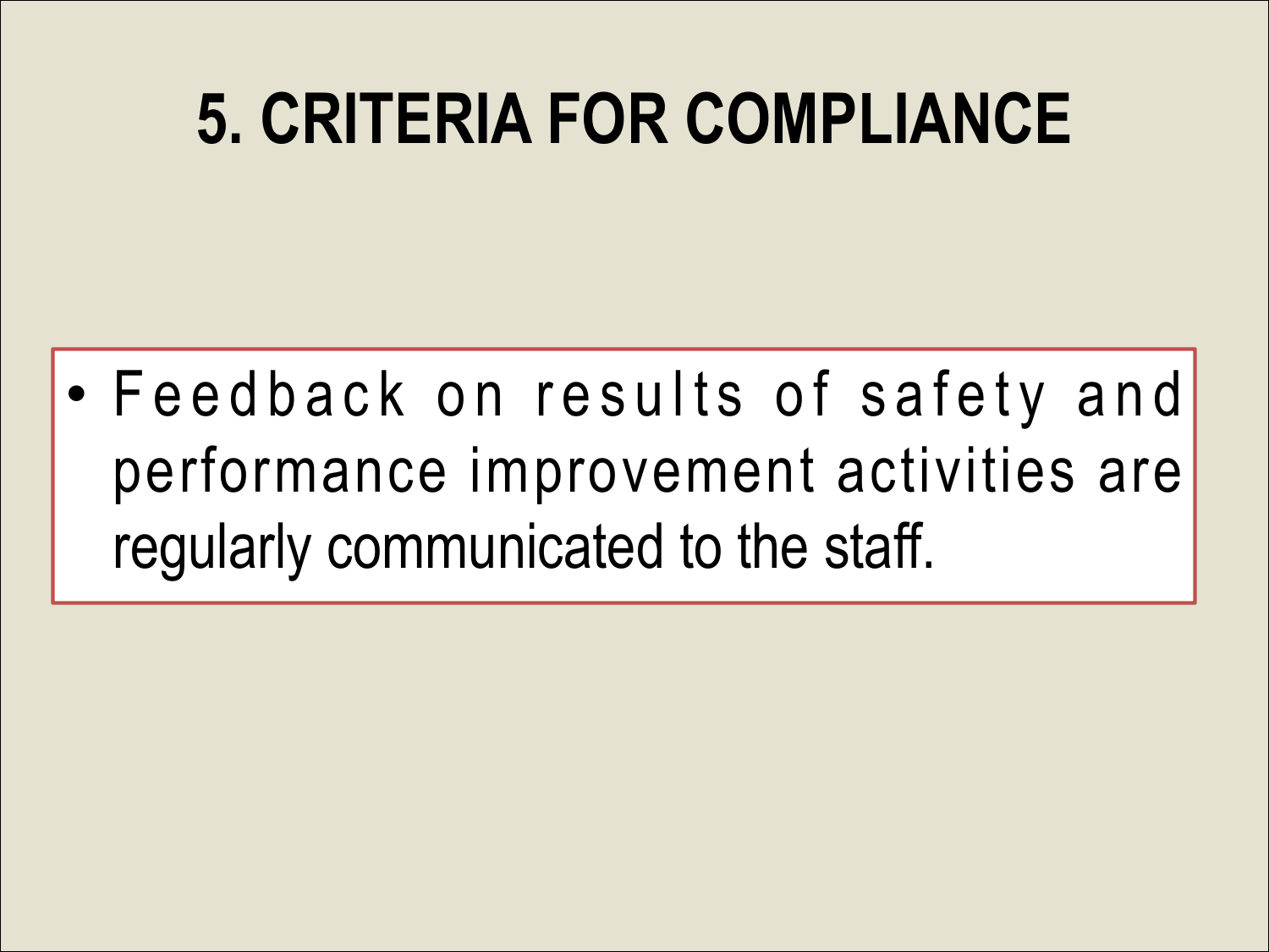# 5. CRITERIA FOR COMPLIANCE

- Feedback on results of safety and performance improvement activities are regularly communicated to the staff.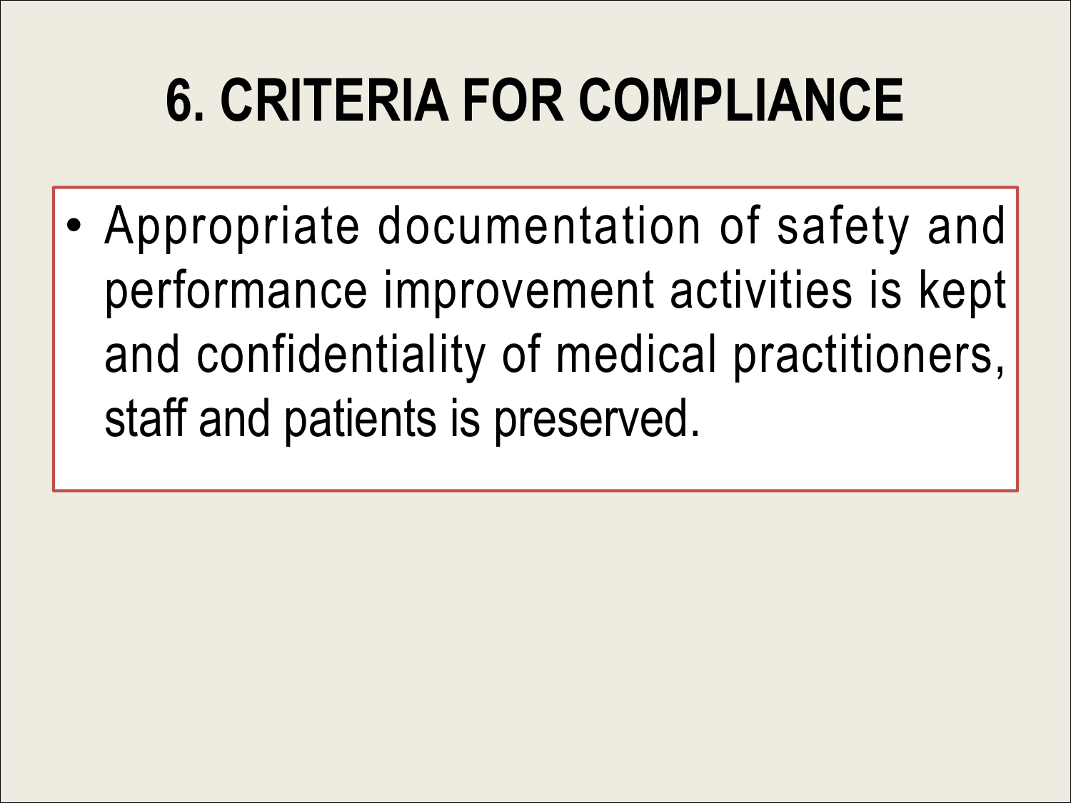# 6. CRITERIA FOR COMPLIANCE

- Appropriate documentation of safety and performance improvement activities is kept and confidentiality of medical practitioners, staff and patients is preserved.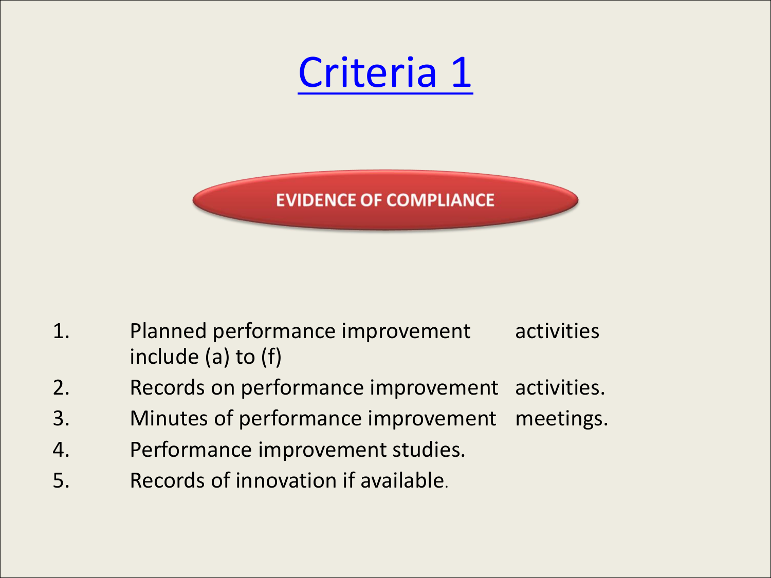# Criteria 1

**EVIDENCE OF COMPLIANCE**

1. Planned performance improvement activities include (a) to (f)
2. Records on performance improvement activities.
3. Minutes of performance improvement meetings.
4. Performance improvement studies.
5. Records of innovation if available.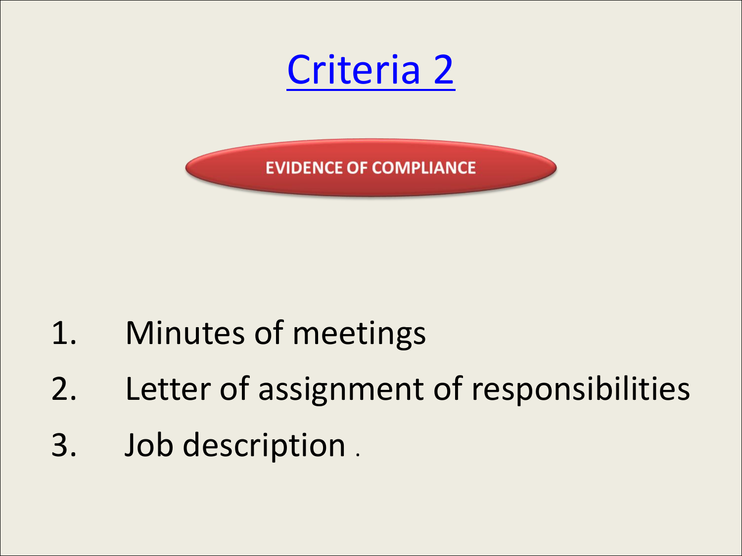# Criteria 2

**EVIDENCE OF COMPLIANCE**

1. Minutes of meetings
2. Letter of assignment of responsibilities
3. Job description .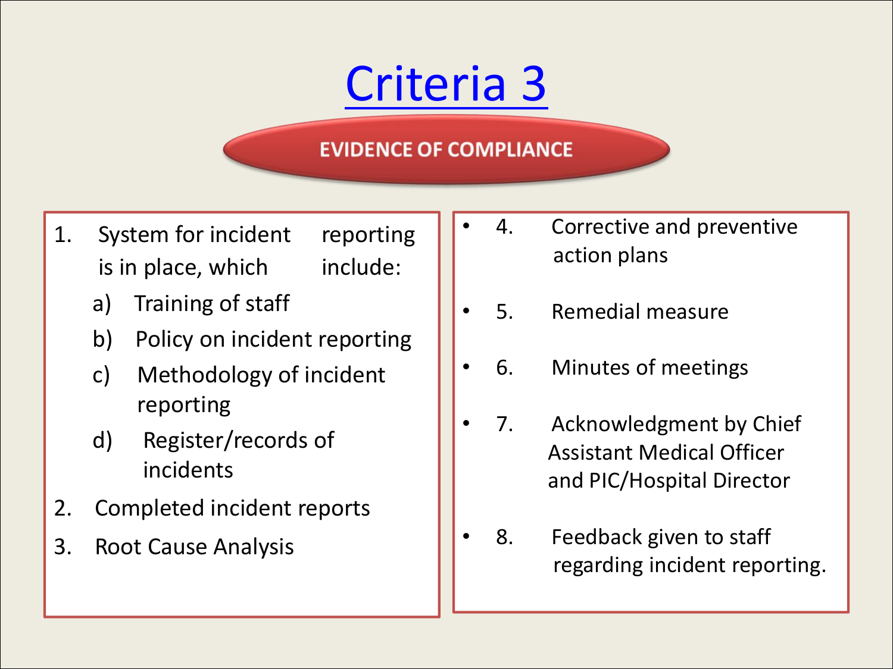# Criteria 3

**EVIDENCE OF COMPLIANCE**

1. System for incident reporting is in place, which include:
   a) Training of staff
   b) Policy on incident reporting
   c) Methodology of incident reporting
   d) Register/records of incidents
2. Completed incident reports
3. Root Cause Analysis

- 4. Corrective and preventive action plans
- 5. Remedial measure
- 6. Minutes of meetings
- 7. Acknowledgment by Chief Assistant Medical Officer and PIC/Hospital Director
- 8. Feedback given to staff regarding incident reporting.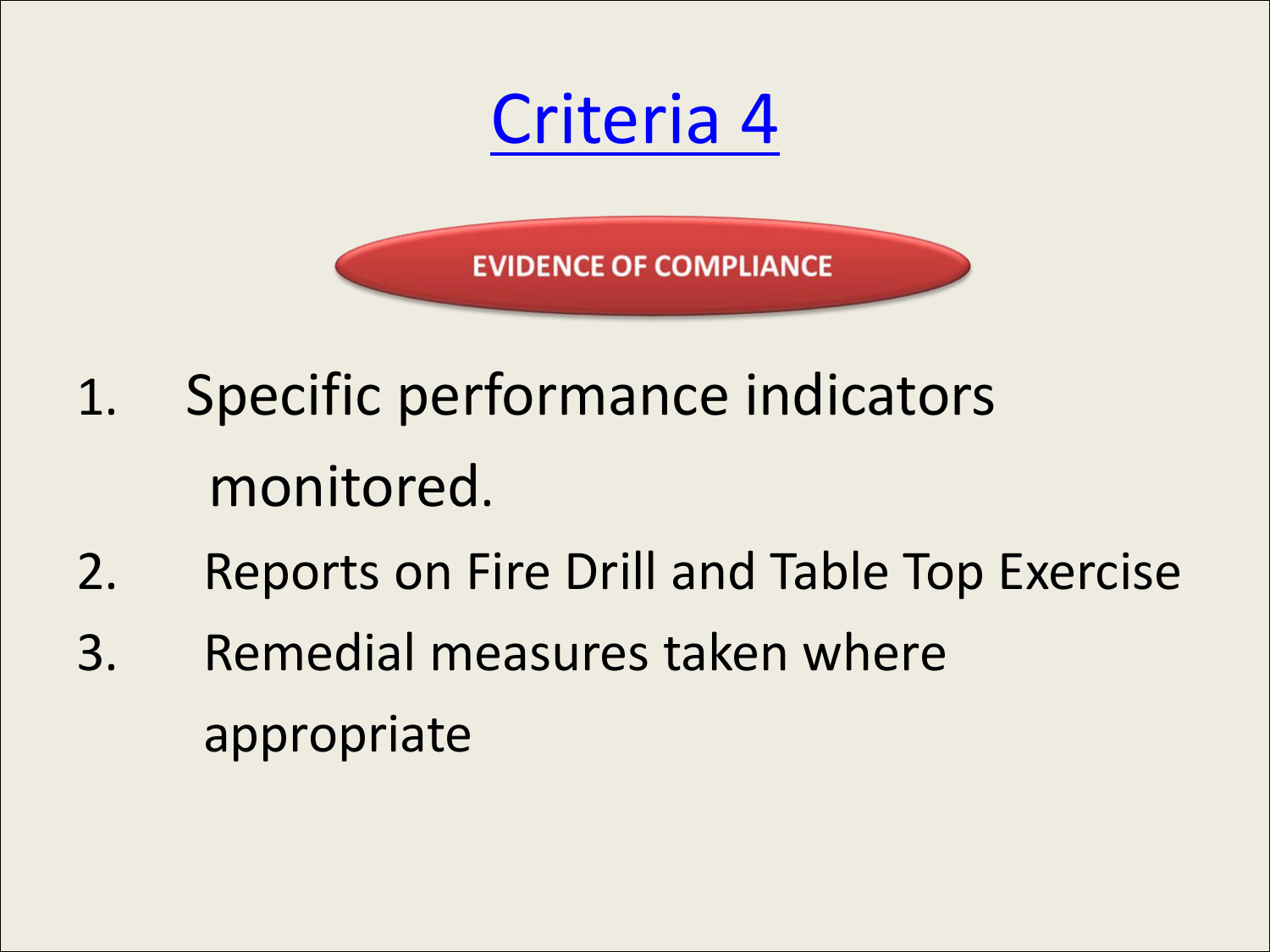# Criteria 4

**EVIDENCE OF COMPLIANCE**

1. Specific performance indicators monitored.
2. Reports on Fire Drill and Table Top Exercise
3. Remedial measures taken where appropriate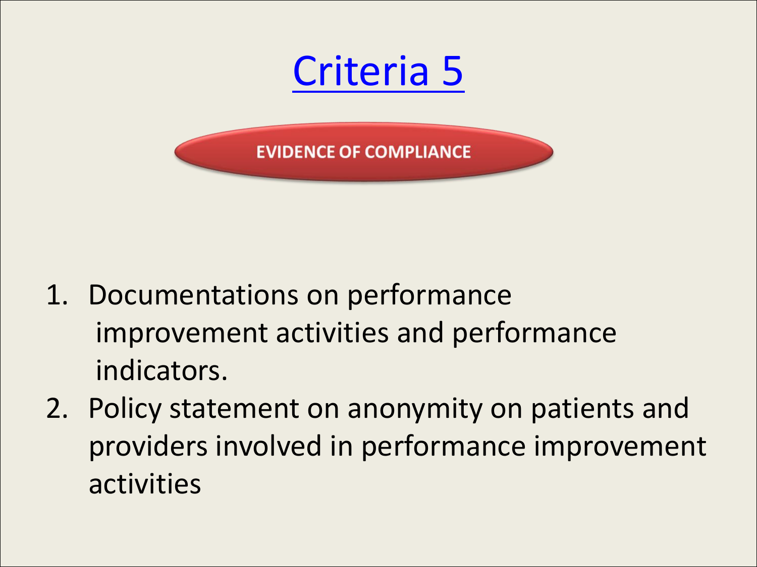# Criteria 5

**EVIDENCE OF COMPLIANCE**

1. Documentations on performance improvement activities and performance indicators.
2. Policy statement on anonymity on patients and providers involved in performance improvement activities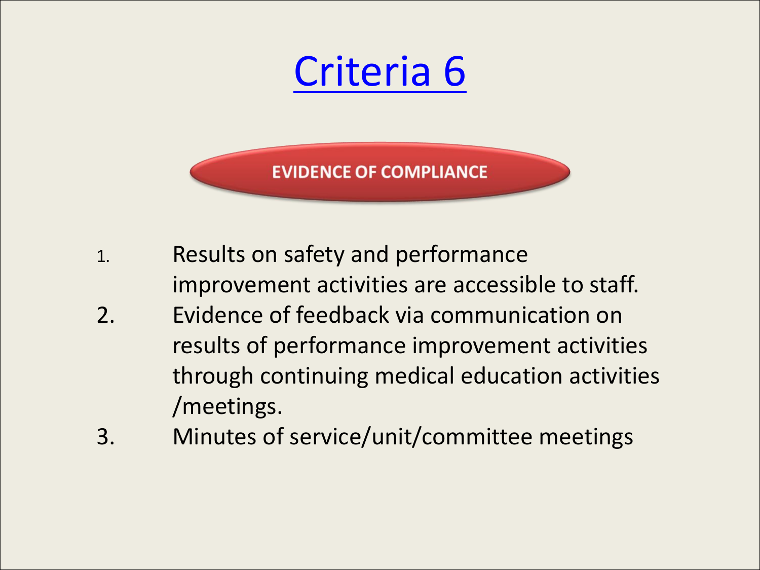# Criteria 6

**EVIDENCE OF COMPLIANCE**

1. Results on safety and performance improvement activities are accessible to staff.
2. Evidence of feedback via communication on results of performance improvement activities through continuing medical education activities /meetings.
3. Minutes of service/unit/committee meetings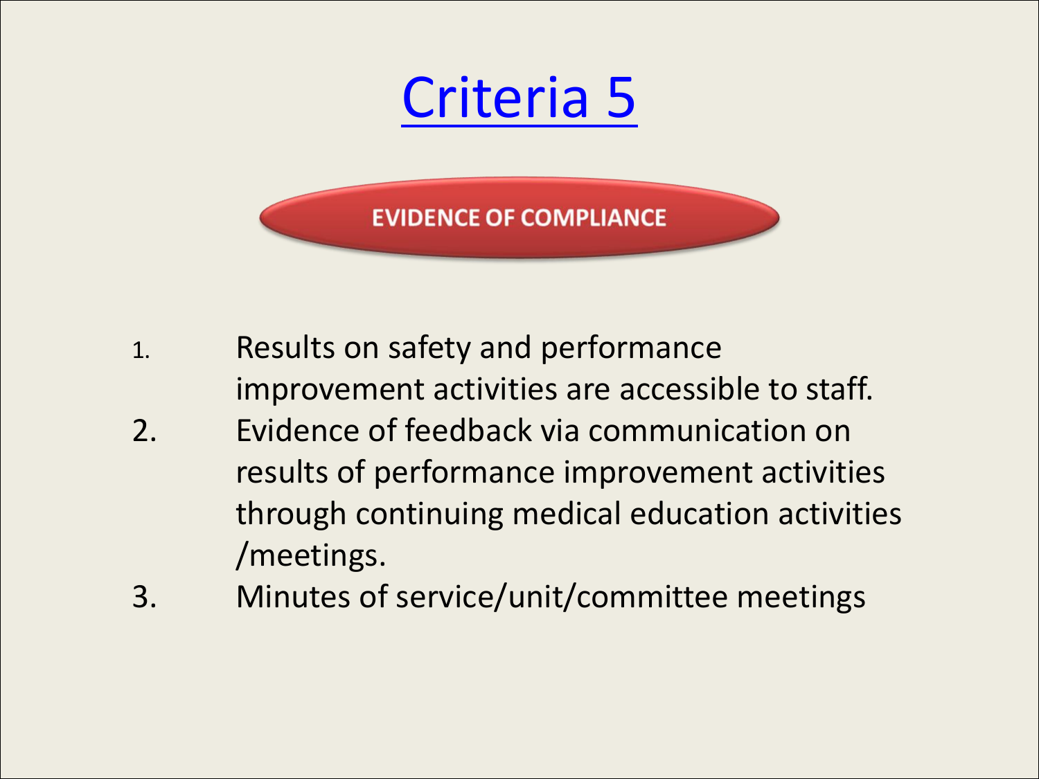# Criteria 5

**EVIDENCE OF COMPLIANCE**

1. Results on safety and performance improvement activities are accessible to staff.
2. Evidence of feedback via communication on results of performance improvement activities through continuing medical education activities /meetings.
3. Minutes of service/unit/committee meetings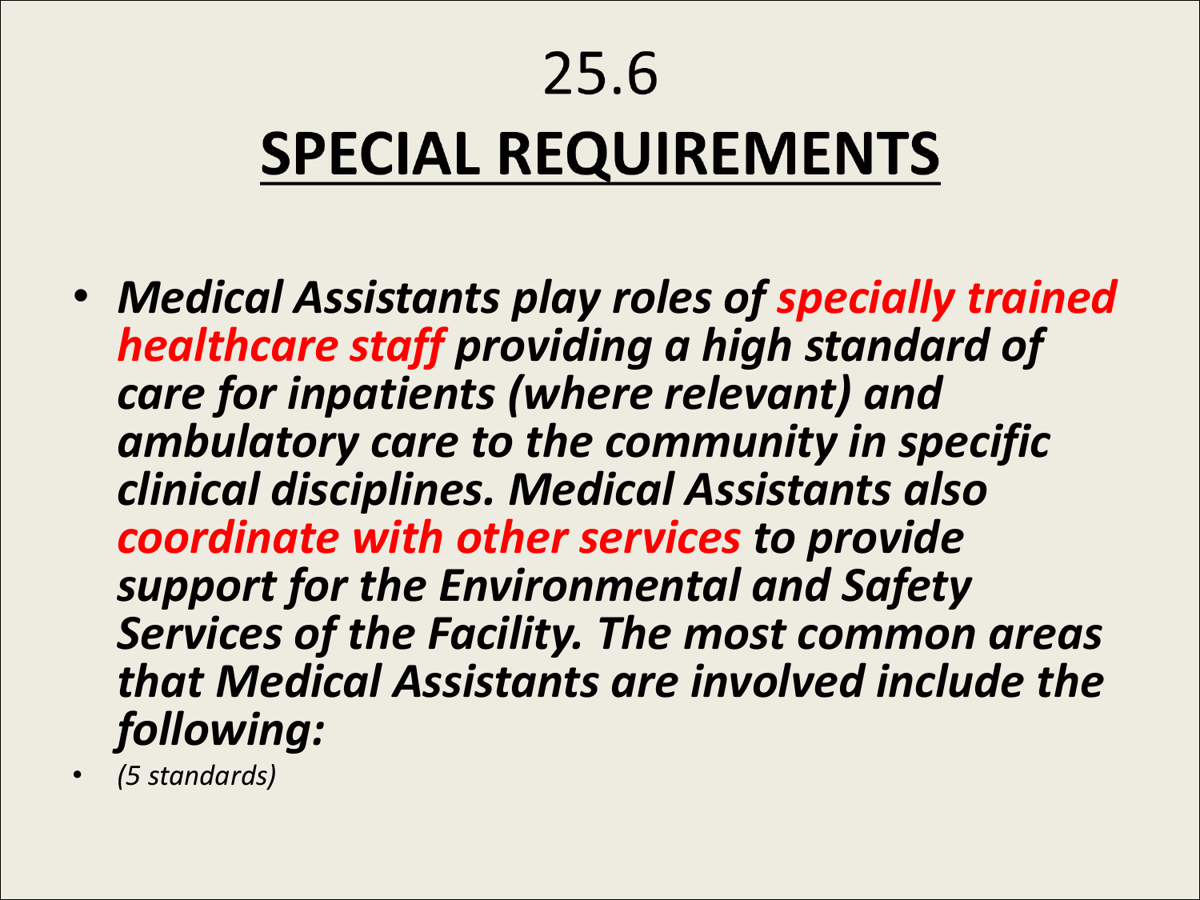# 25.6

# SPECIAL REQUIREMENTS

- ***Medical Assistants play roles of specially trained healthcare staff providing a high standard of care for inpatients (where relevant) and ambulatory care to the community in specific clinical disciplines. Medical Assistants also coordinate with other services to provide support for the Environmental and Safety Services of the Facility. The most common areas that Medical Assistants are involved include the following:***
- *(5 standards)*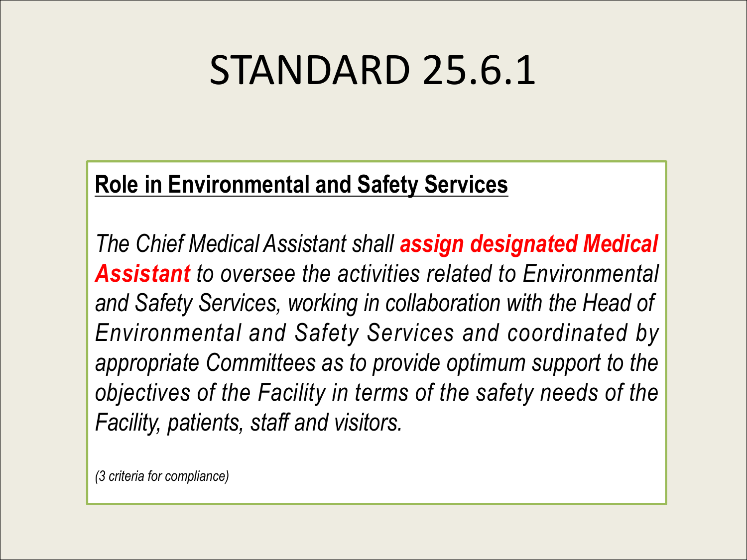# STANDARD 25.6.1

**Role in Environmental and Safety Services**

*The Chief Medical Assistant shall* ***assign designated Medical Assistant*** *to oversee the activities related to Environmental and Safety Services, working in collaboration with the Head of Environmental and Safety Services and coordinated by appropriate Committees as to provide optimum support to the objectives of the Facility in terms of the safety needs of the Facility, patients, staff and visitors.*

*(3 criteria for compliance)*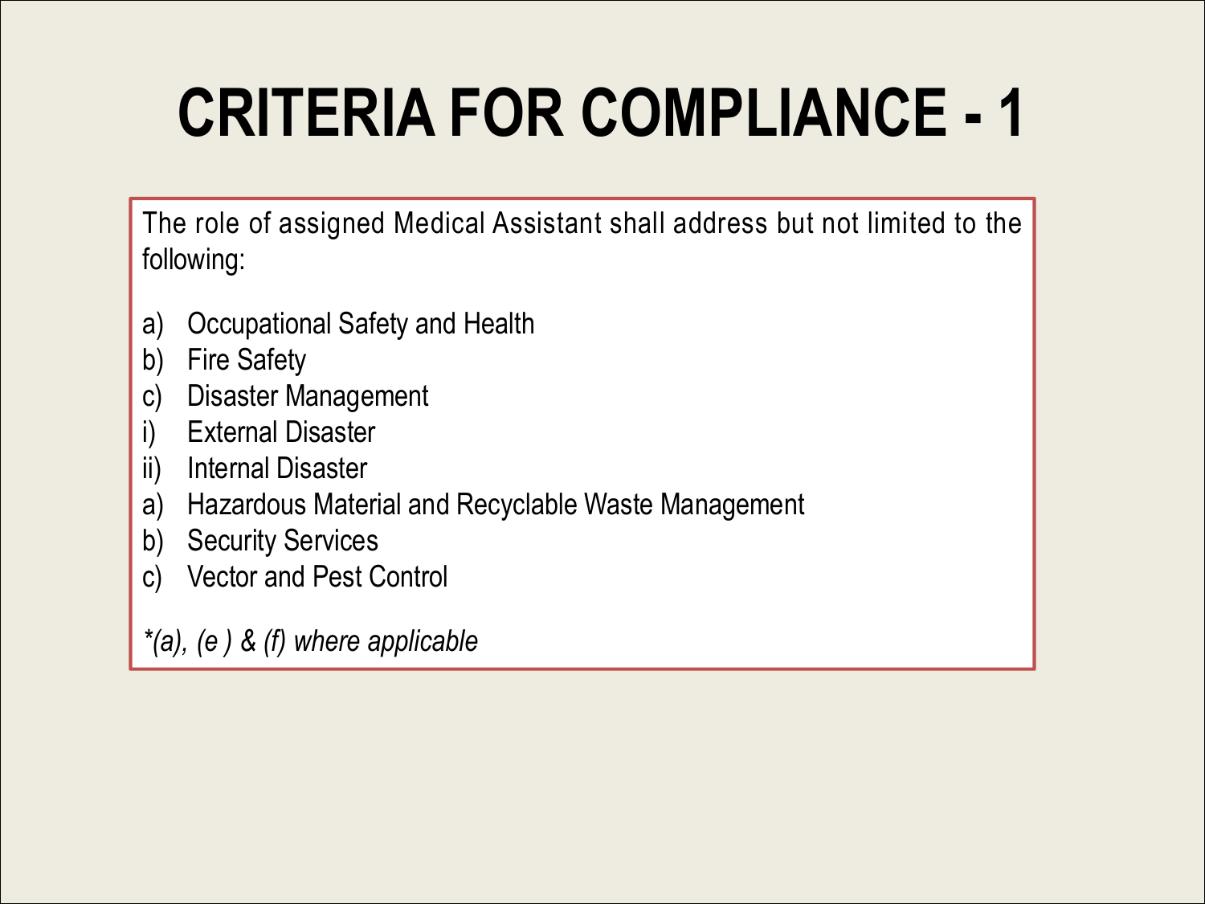# CRITERIA FOR COMPLIANCE - 1

The role of assigned Medical Assistant shall address but not limited to the following:

a) Occupational Safety and Health
b) Fire Safety
c) Disaster Management
i) External Disaster
ii) Internal Disaster
a) Hazardous Material and Recyclable Waste Management
b) Security Services
c) Vector and Pest Control

*\*(a), (e ) & (f) where applicable*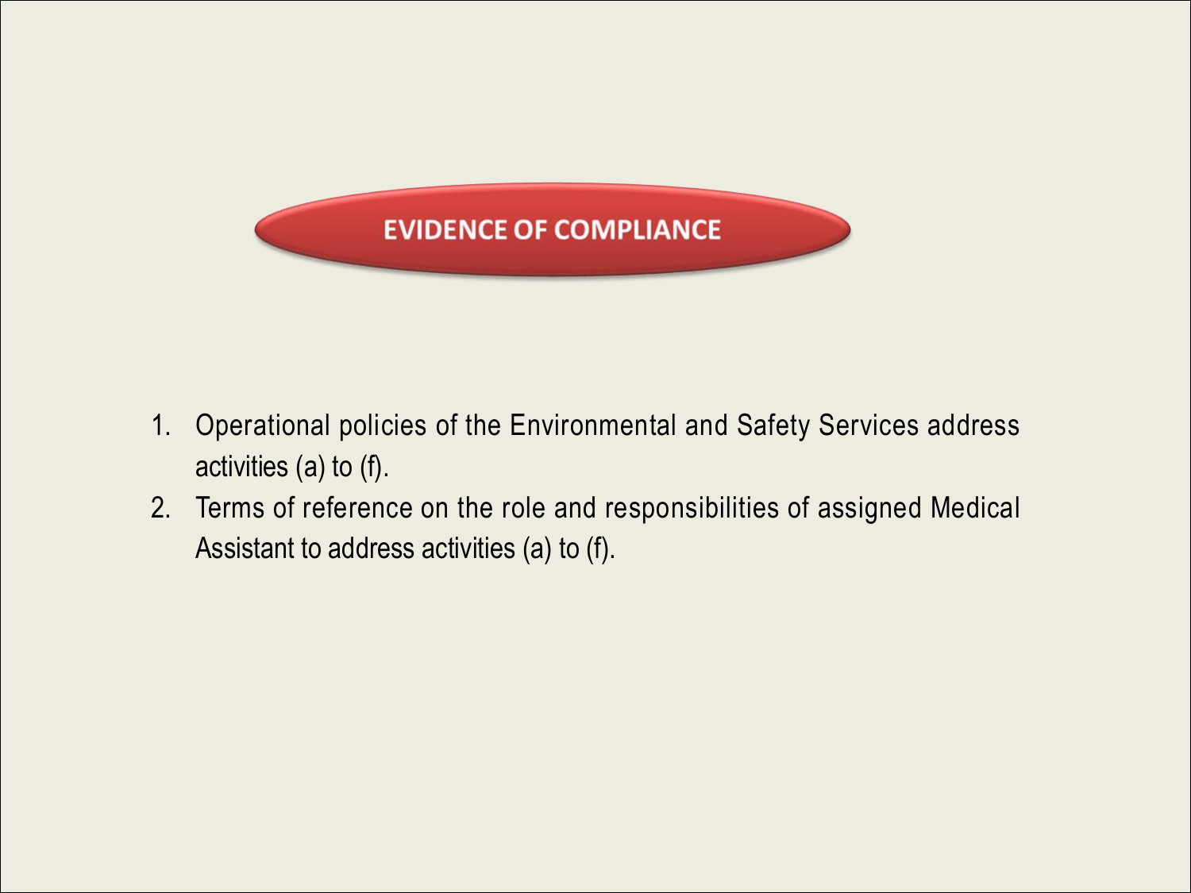## EVIDENCE OF COMPLIANCE

1. Operational policies of the Environmental and Safety Services address activities (a) to (f).
2. Terms of reference on the role and responsibilities of assigned Medical Assistant to address activities (a) to (f).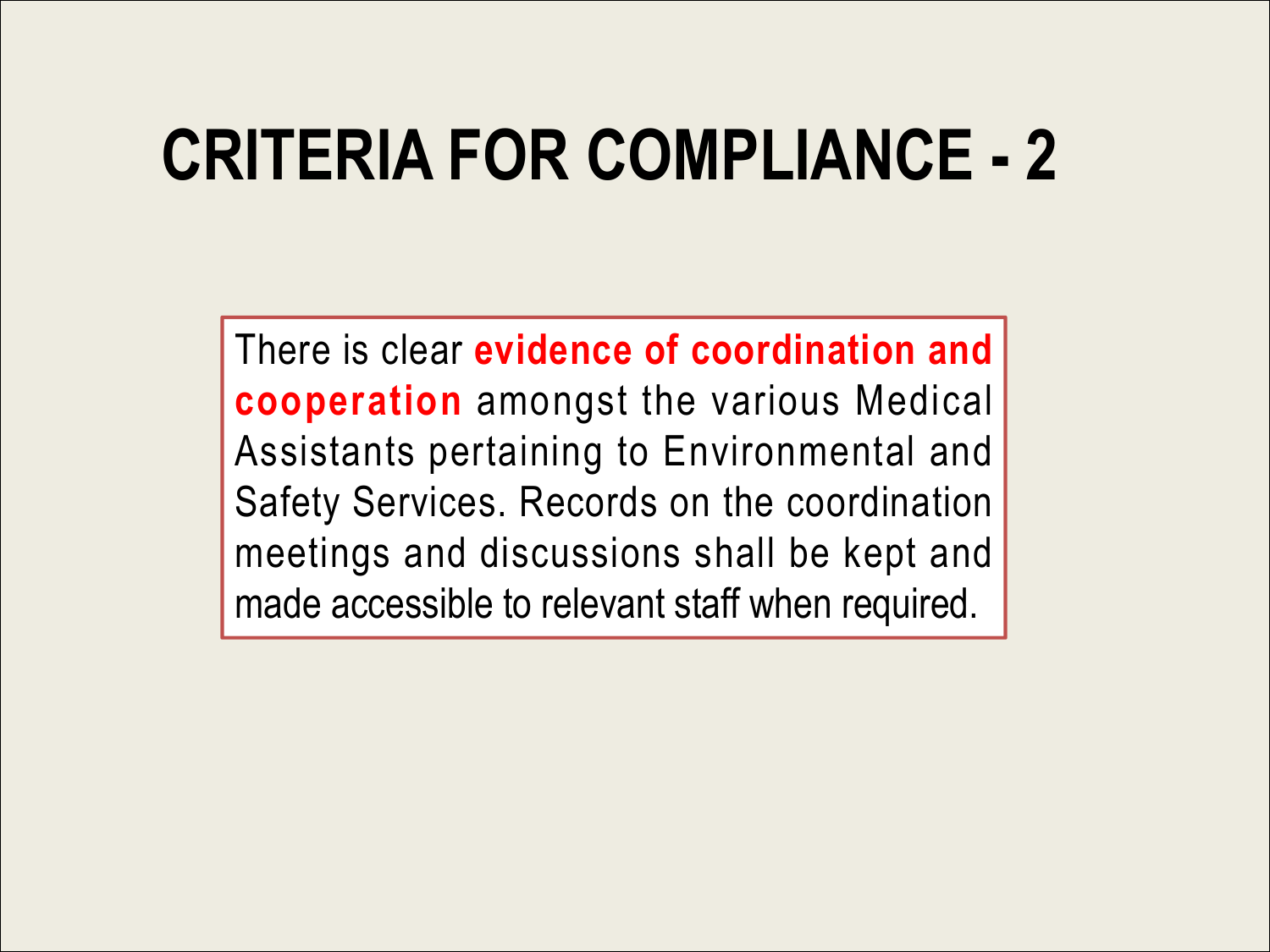# CRITERIA FOR COMPLIANCE - 2

There is clear **evidence of coordination and cooperation** amongst the various Medical Assistants pertaining to Environmental and Safety Services. Records on the coordination meetings and discussions shall be kept and made accessible to relevant staff when required.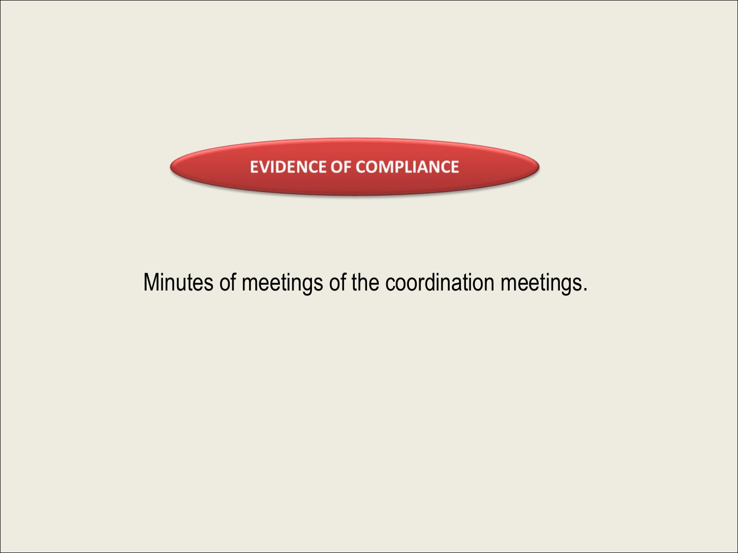## EVIDENCE OF COMPLIANCE

Minutes of meetings of the coordination meetings.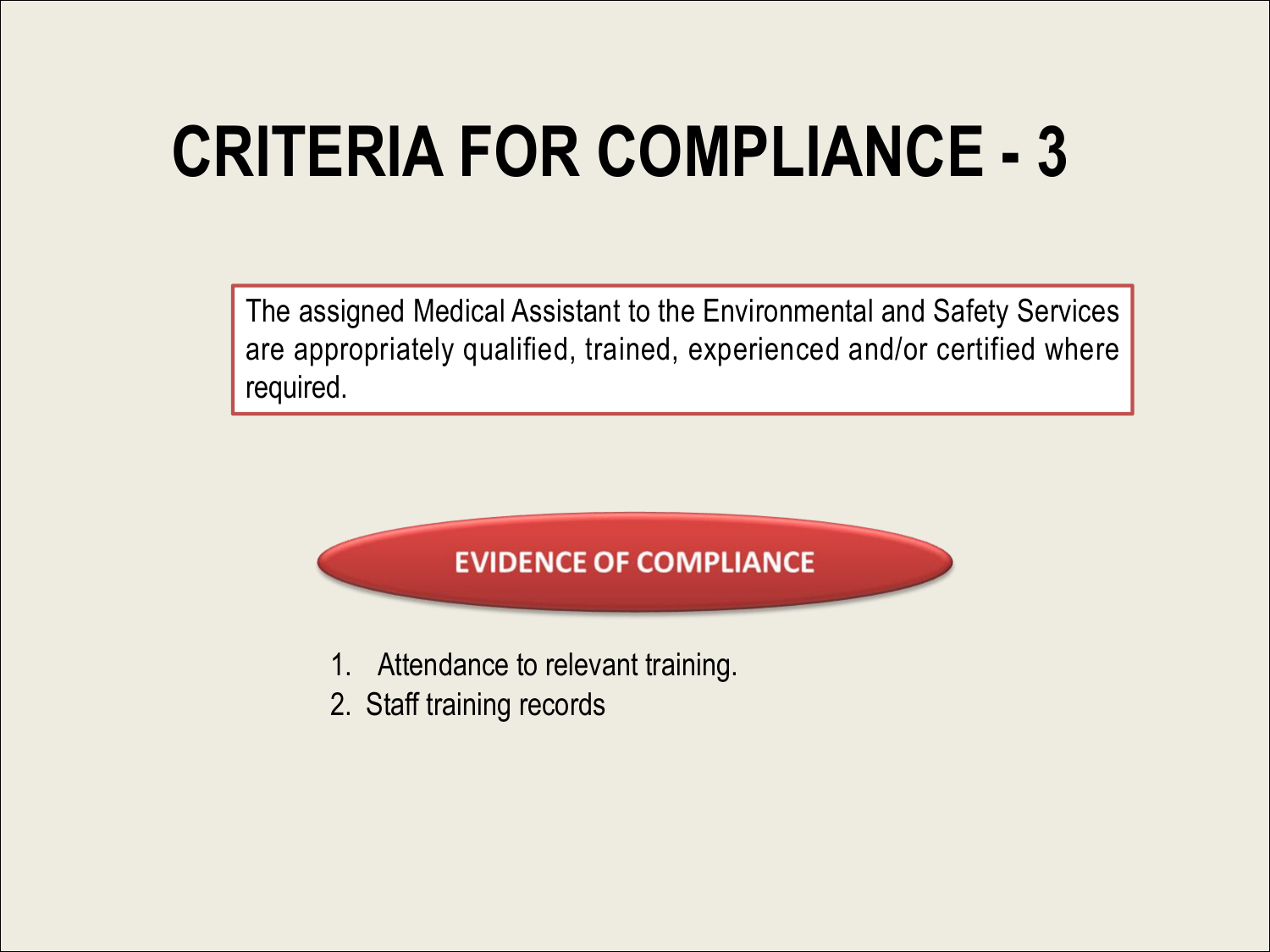# CRITERIA FOR COMPLIANCE - 3

The assigned Medical Assistant to the Environmental and Safety Services are appropriately qualified, trained, experienced and/or certified where required.

**EVIDENCE OF COMPLIANCE**

1. Attendance to relevant training.
2. Staff training records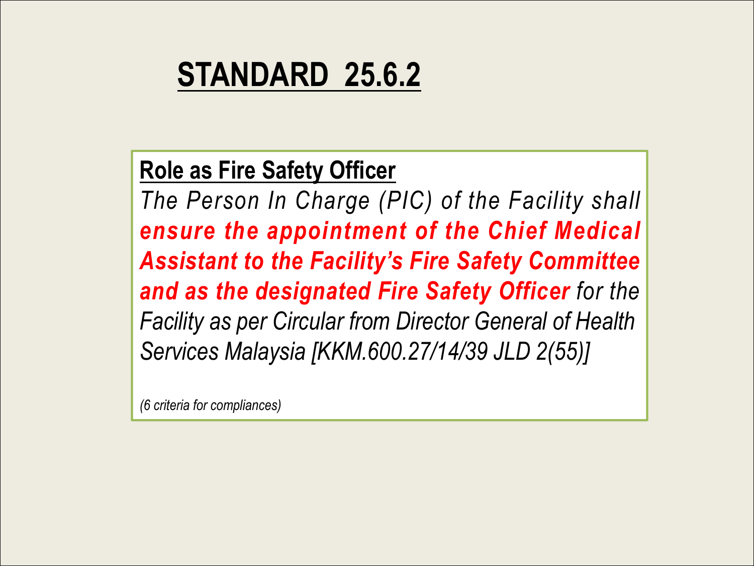# STANDARD 25.6.2

**Role as Fire Safety Officer**

*The Person In Charge (PIC) of the Facility shall* ***ensure the appointment of the Chief Medical Assistant to the Facility's Fire Safety Committee and as the designated Fire Safety Officer*** *for the Facility as per Circular from Director General of Health Services Malaysia [KKM.600.27/14/39 JLD 2(55)]*

*(6 criteria for compliances)*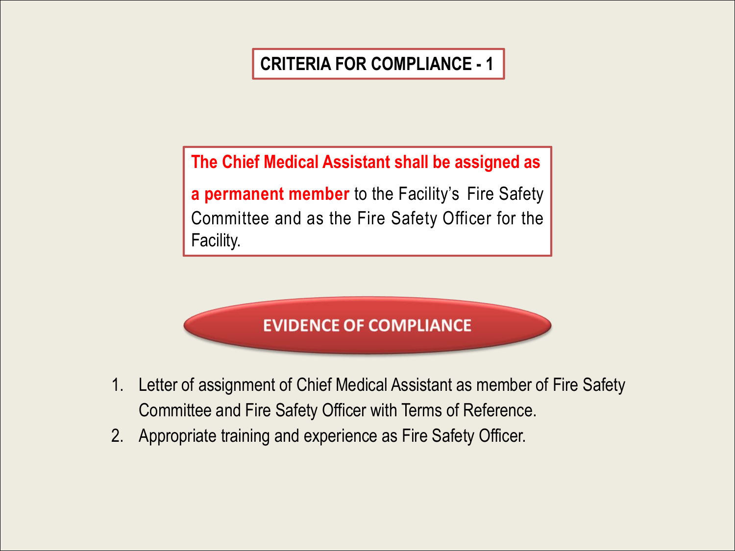## CRITERIA FOR COMPLIANCE - 1

**The Chief Medical Assistant shall be assigned as a permanent member** to the Facility's Fire Safety Committee and as the Fire Safety Officer for the Facility.

### EVIDENCE OF COMPLIANCE

1. Letter of assignment of Chief Medical Assistant as member of Fire Safety Committee and Fire Safety Officer with Terms of Reference.
2. Appropriate training and experience as Fire Safety Officer.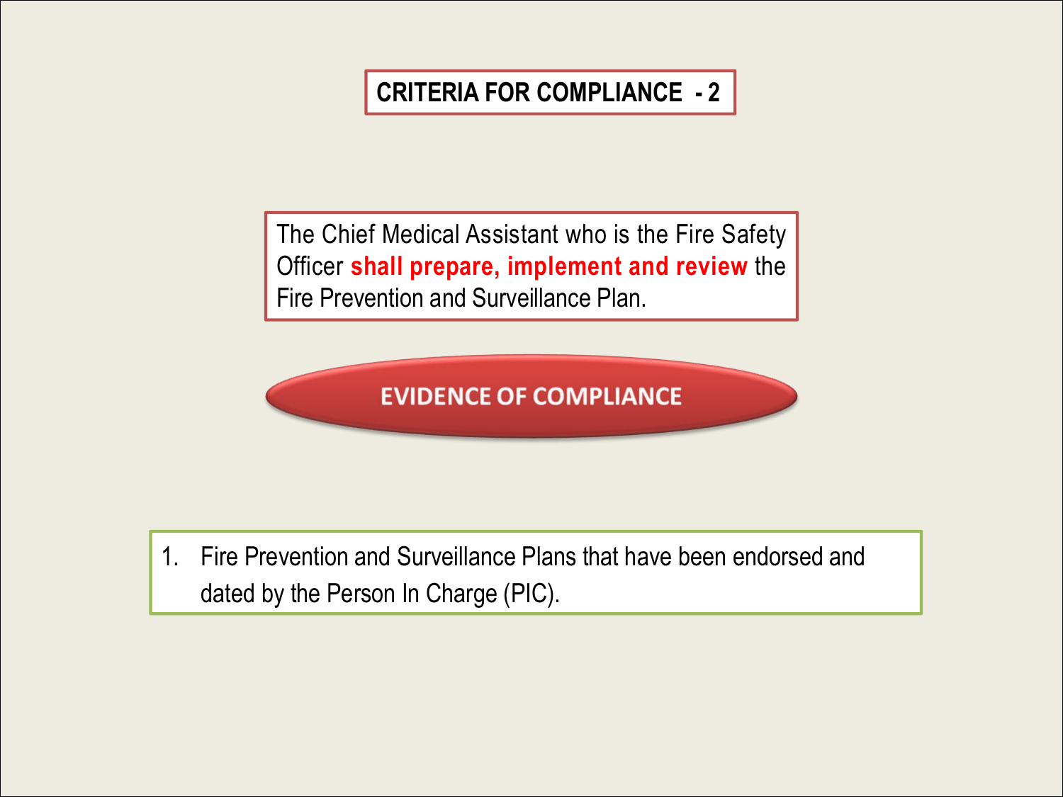# CRITERIA FOR COMPLIANCE - 2

The Chief Medical Assistant who is the Fire Safety Officer **shall prepare, implement and review** the Fire Prevention and Surveillance Plan.

## EVIDENCE OF COMPLIANCE

1. Fire Prevention and Surveillance Plans that have been endorsed and dated by the Person In Charge (PIC).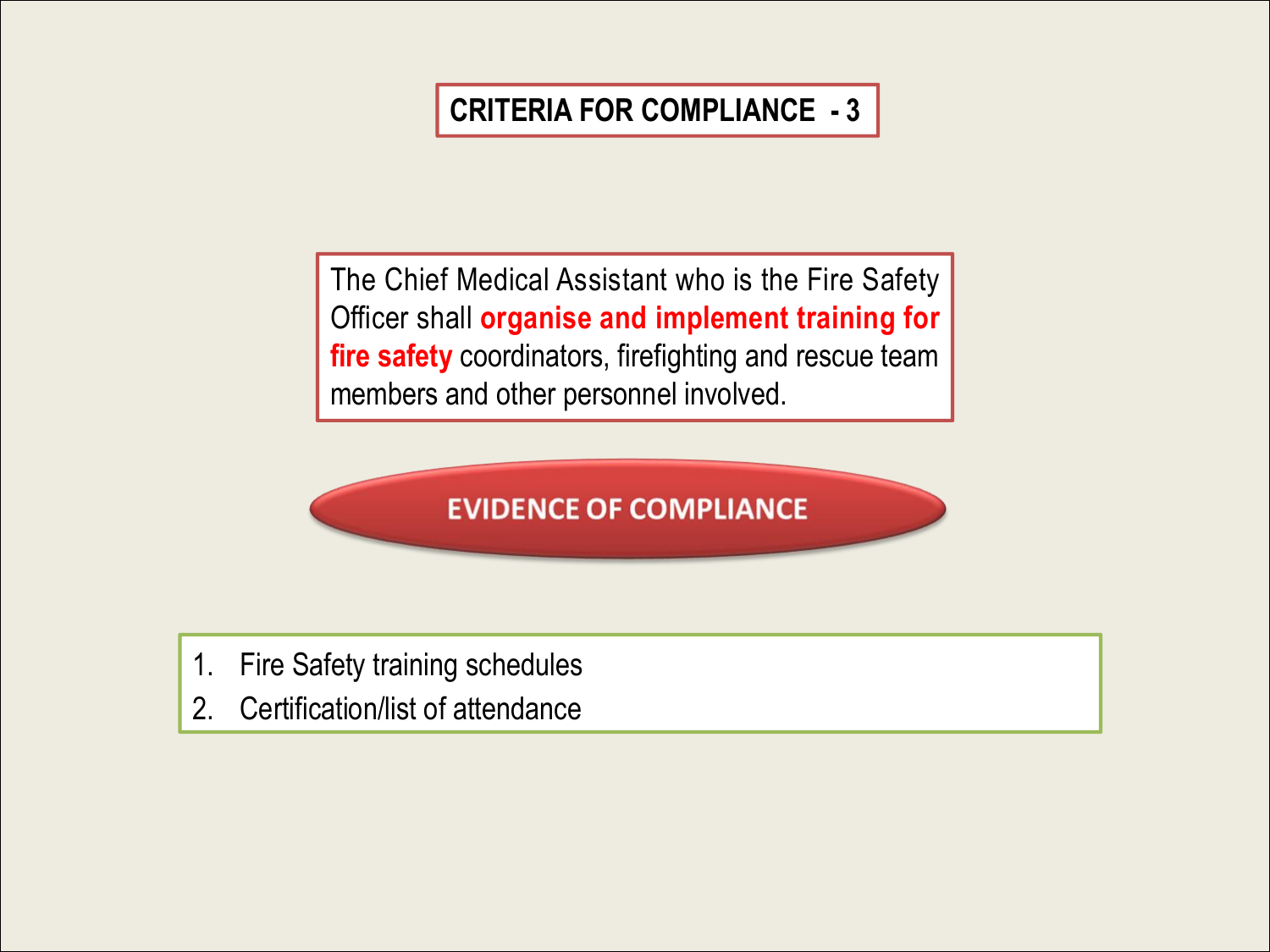## CRITERIA FOR COMPLIANCE - 3

The Chief Medical Assistant who is the Fire Safety Officer shall **organise and implement training for fire safety** coordinators, firefighting and rescue team members and other personnel involved.

### EVIDENCE OF COMPLIANCE

1. Fire Safety training schedules
2. Certification/list of attendance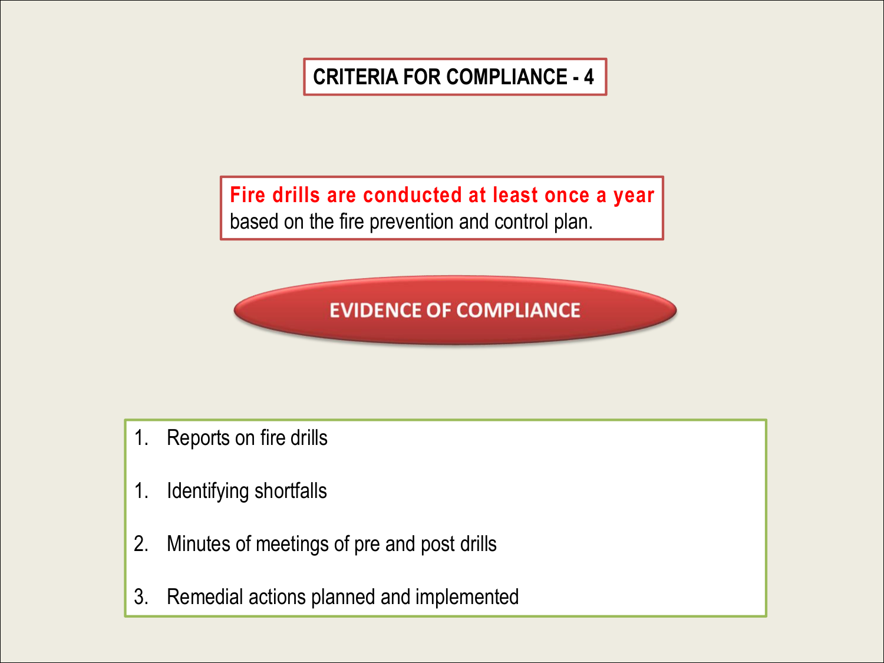# CRITERIA FOR COMPLIANCE - 4

**Fire drills are conducted at least once a year** based on the fire prevention and control plan.

## EVIDENCE OF COMPLIANCE

1. Reports on fire drills

1. Identifying shortfalls

2. Minutes of meetings of pre and post drills

3. Remedial actions planned and implemented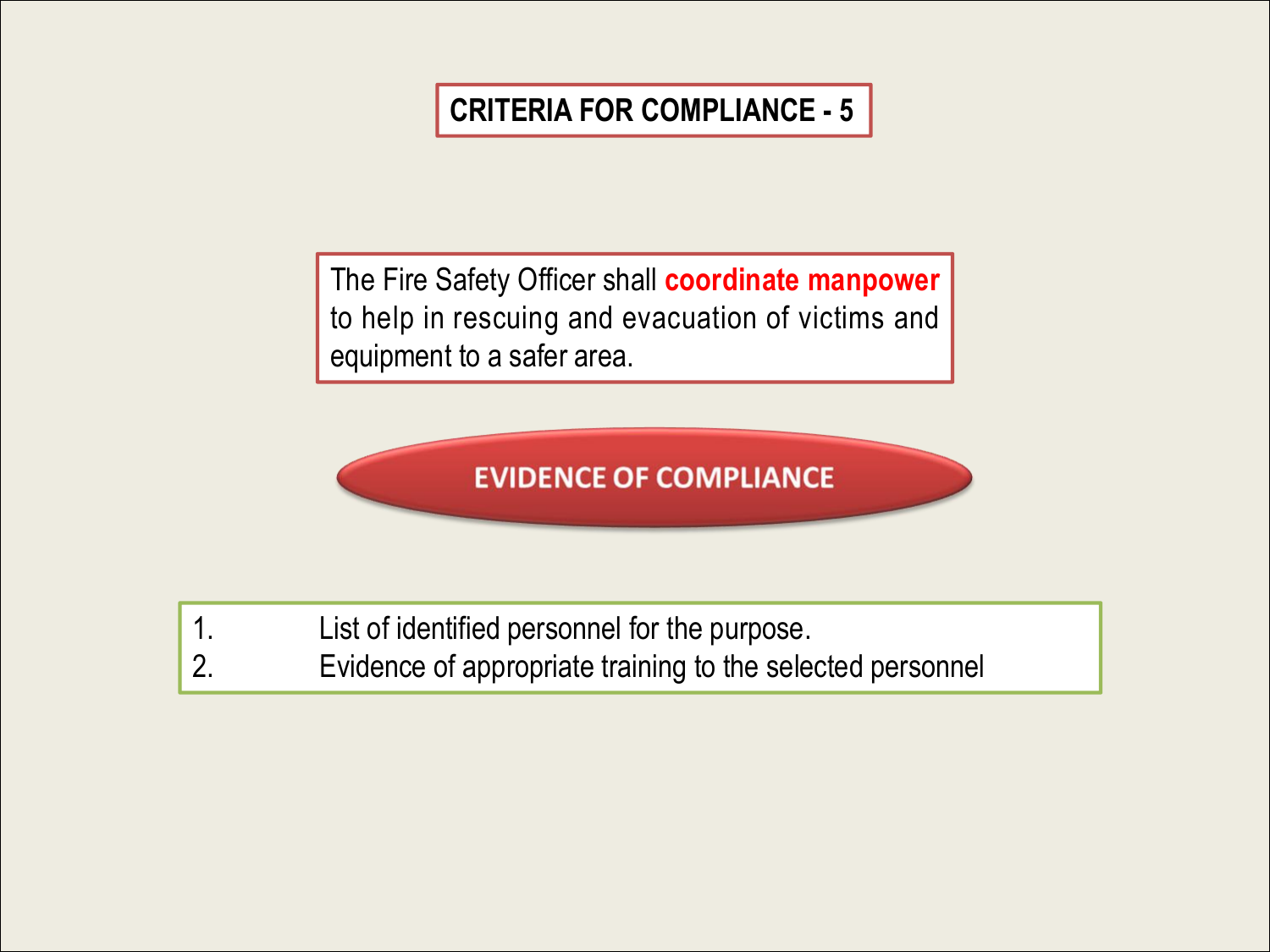# CRITERIA FOR COMPLIANCE - 5

The Fire Safety Officer shall **coordinate manpower** to help in rescuing and evacuation of victims and equipment to a safer area.

## EVIDENCE OF COMPLIANCE

1. List of identified personnel for the purpose.
2. Evidence of appropriate training to the selected personnel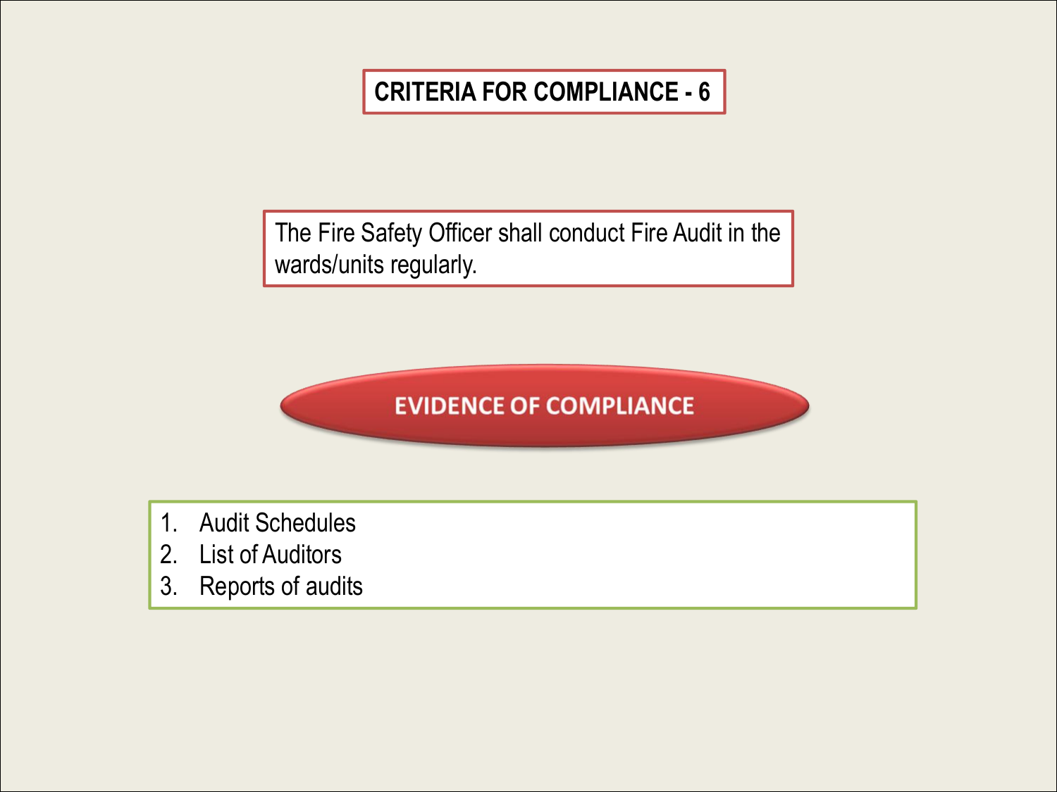# CRITERIA FOR COMPLIANCE - 6

The Fire Safety Officer shall conduct Fire Audit in the wards/units regularly.

## EVIDENCE OF COMPLIANCE

1. Audit Schedules
2. List of Auditors
3. Reports of audits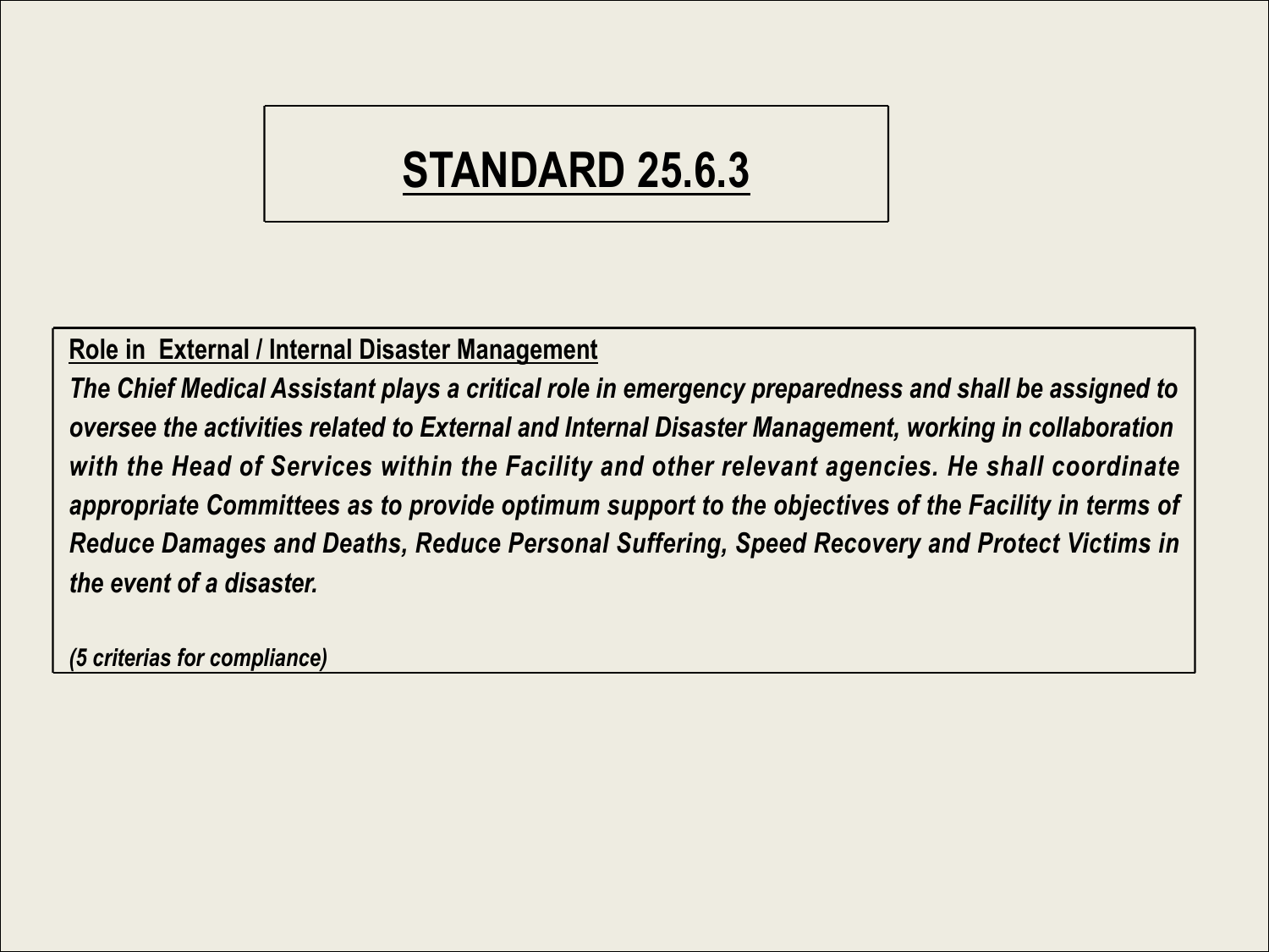# STANDARD 25.6.3

**Role in External / Internal Disaster Management**

***The Chief Medical Assistant plays a critical role in emergency preparedness and shall be assigned to oversee the activities related to External and Internal Disaster Management, working in collaboration with the Head of Services within the Facility and other relevant agencies. He shall coordinate appropriate Committees as to provide optimum support to the objectives of the Facility in terms of Reduce Damages and Deaths, Reduce Personal Suffering, Speed Recovery and Protect Victims in the event of a disaster.***

***(5 criterias for compliance)***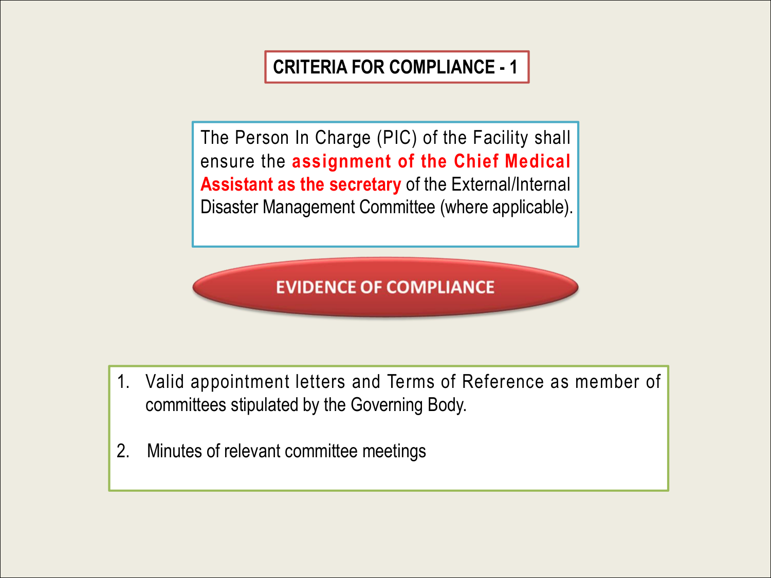## CRITERIA FOR COMPLIANCE - 1

The Person In Charge (PIC) of the Facility shall ensure the **assignment of the Chief Medical Assistant as the secretary** of the External/Internal Disaster Management Committee (where applicable).

### EVIDENCE OF COMPLIANCE

1. Valid appointment letters and Terms of Reference as member of committees stipulated by the Governing Body.

2. Minutes of relevant committee meetings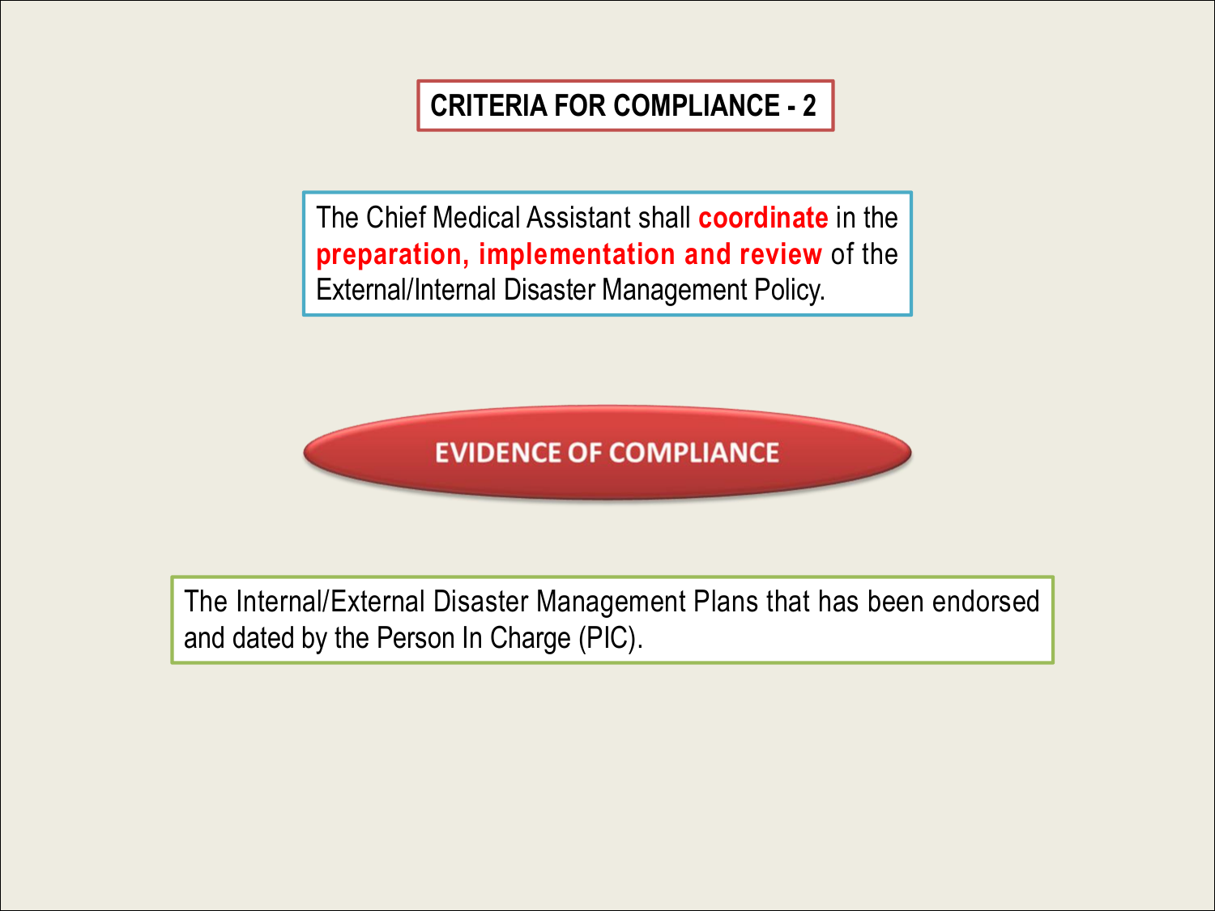## CRITERIA FOR COMPLIANCE - 2

The Chief Medical Assistant shall **coordinate** in the **preparation, implementation and review** of the External/Internal Disaster Management Policy.

### EVIDENCE OF COMPLIANCE

The Internal/External Disaster Management Plans that has been endorsed and dated by the Person In Charge (PIC).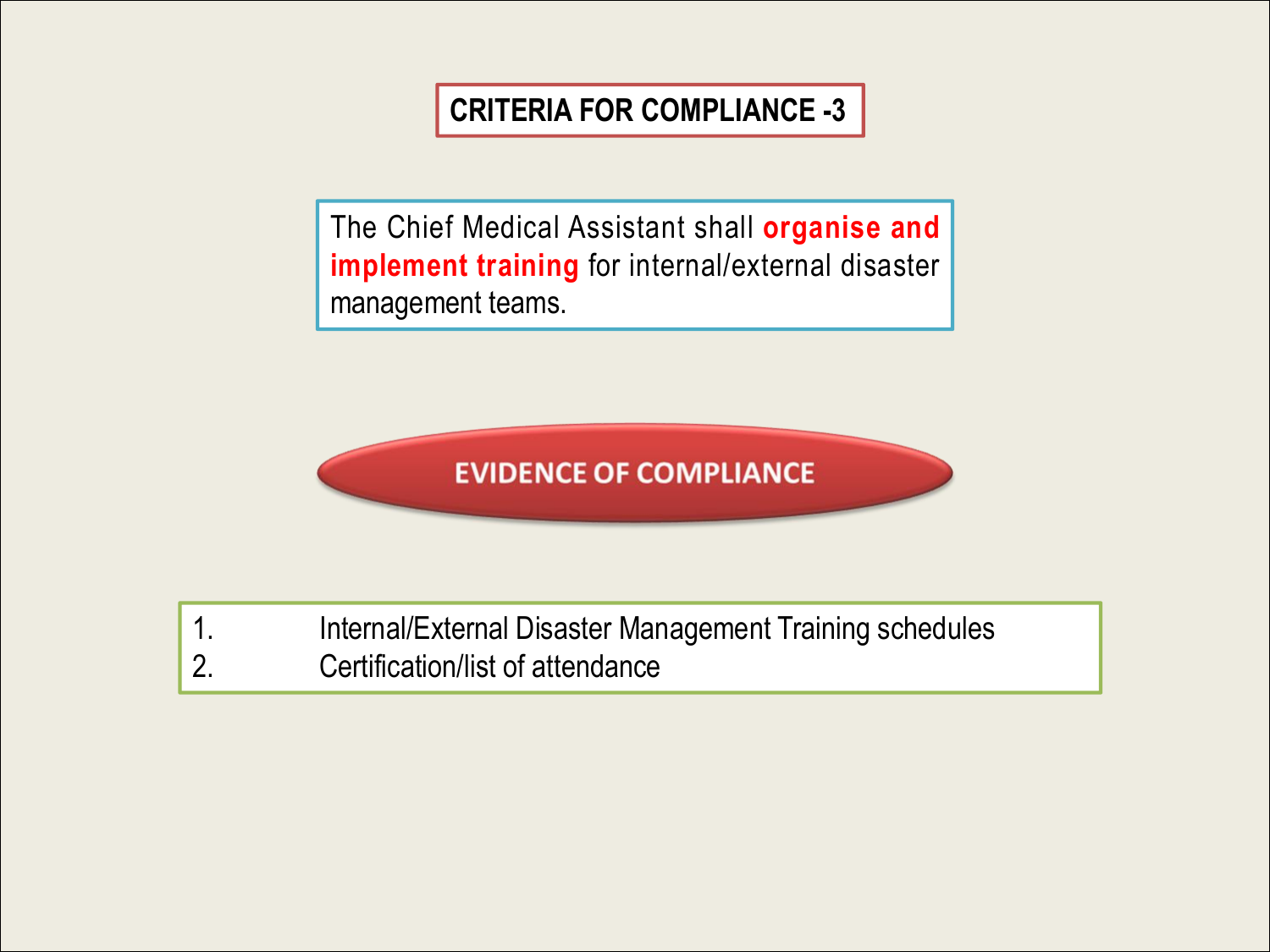## CRITERIA FOR COMPLIANCE -3

The Chief Medical Assistant shall **organise and implement training** for internal/external disaster management teams.

### EVIDENCE OF COMPLIANCE

1. Internal/External Disaster Management Training schedules
2. Certification/list of attendance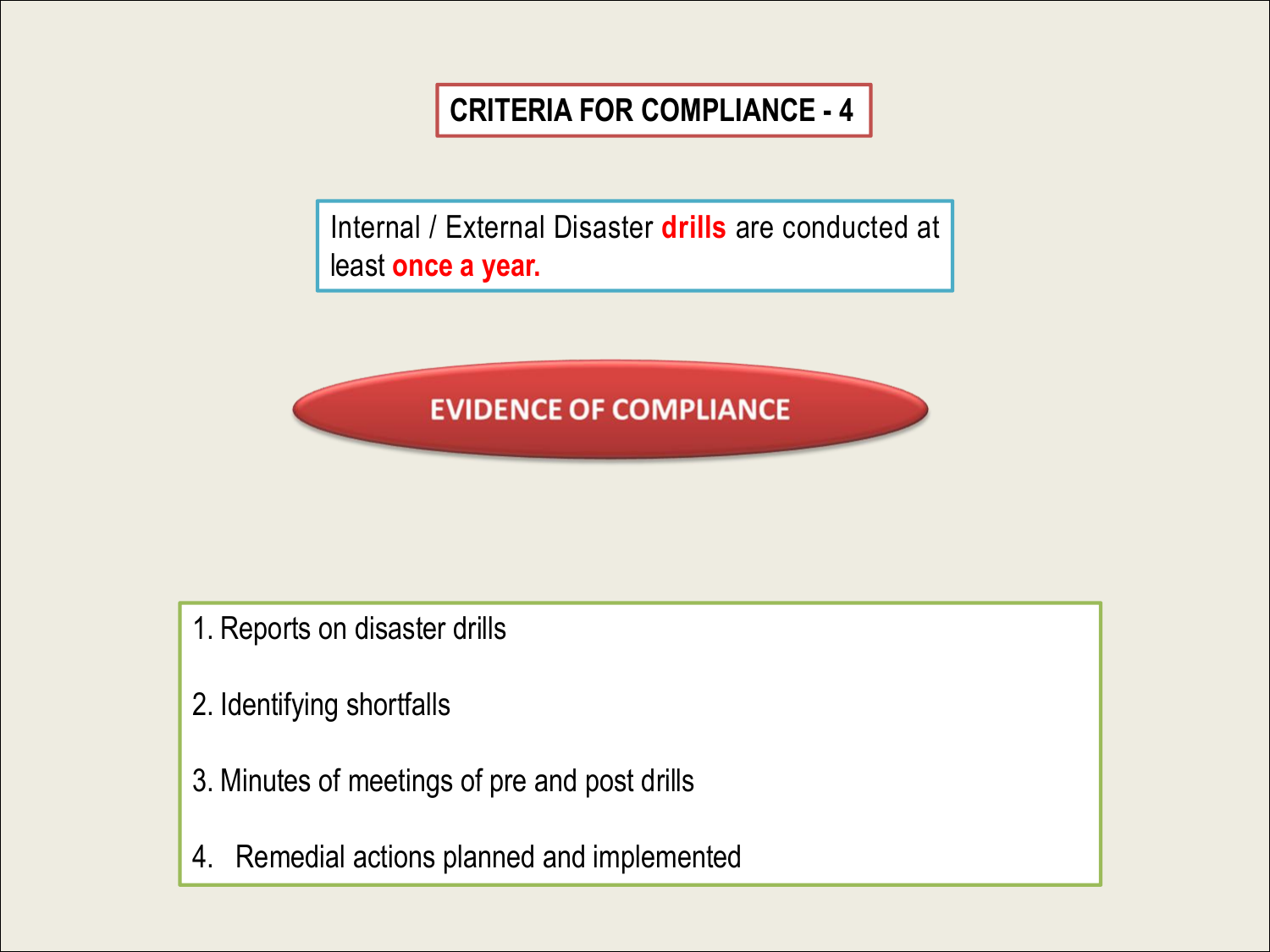## CRITERIA FOR COMPLIANCE - 4

Internal / External Disaster **drills** are conducted at least **once a year.**

### EVIDENCE OF COMPLIANCE

1. Reports on disaster drills
2. Identifying shortfalls
3. Minutes of meetings of pre and post drills
4. Remedial actions planned and implemented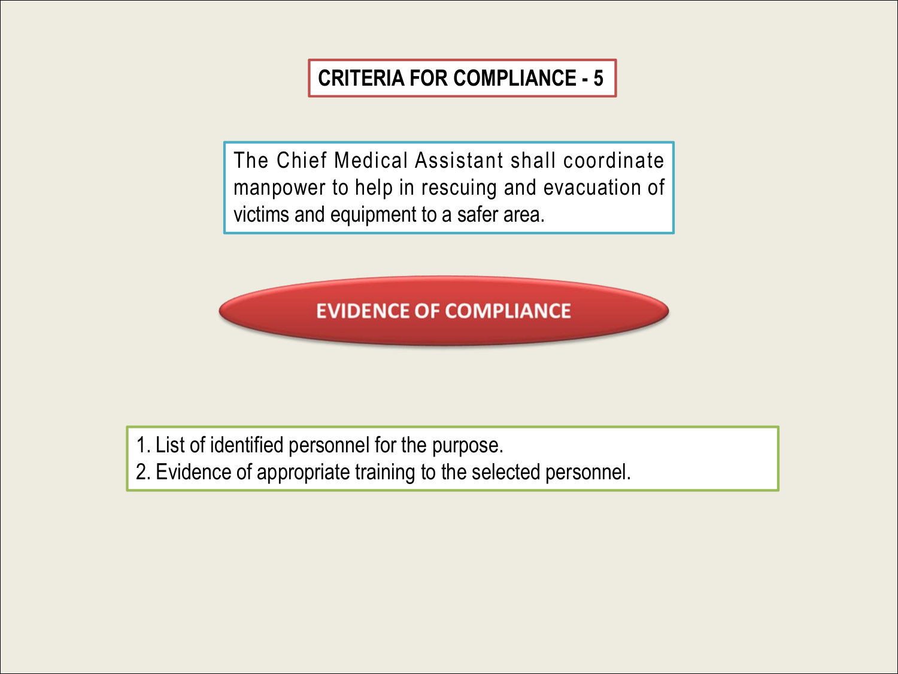## CRITERIA FOR COMPLIANCE - 5

The Chief Medical Assistant shall coordinate manpower to help in rescuing and evacuation of victims and equipment to a safer area.

### EVIDENCE OF COMPLIANCE

1. List of identified personnel for the purpose.
2. Evidence of appropriate training to the selected personnel.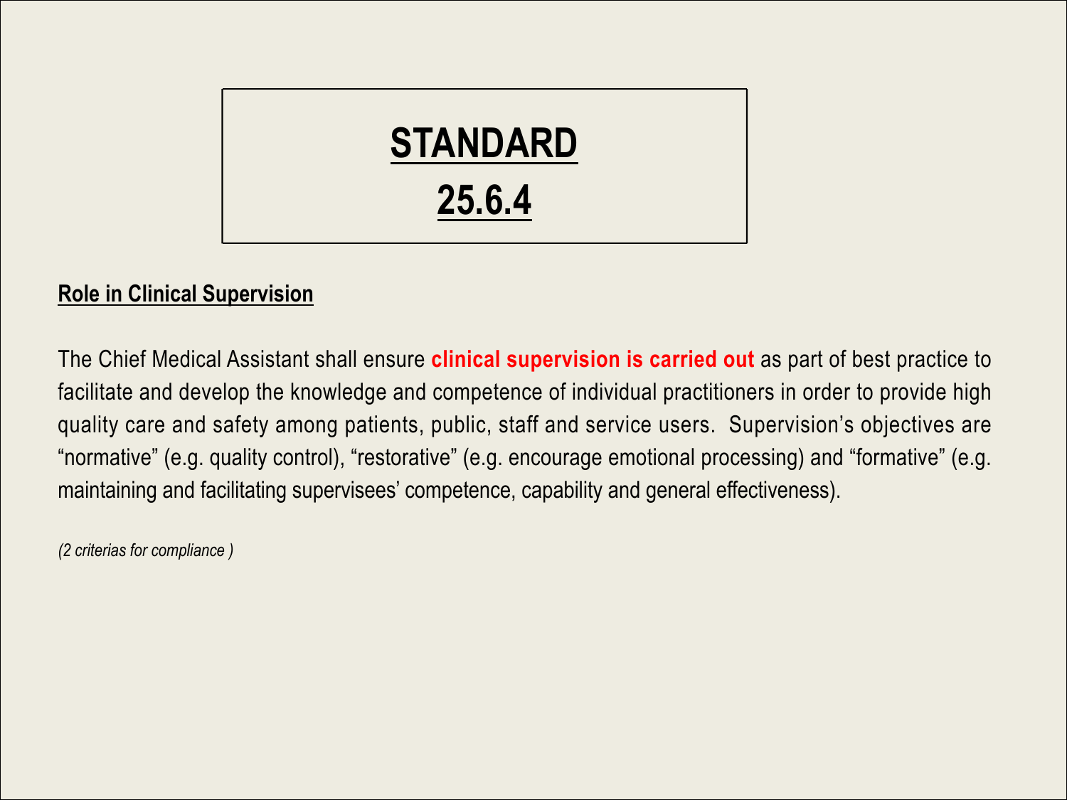# STANDARD 25.6.4

**Role in Clinical Supervision**

The Chief Medical Assistant shall ensure **clinical supervision is carried out** as part of best practice to facilitate and develop the knowledge and competence of individual practitioners in order to provide high quality care and safety among patients, public, staff and service users.  Supervision's objectives are "normative" (e.g. quality control), "restorative" (e.g. encourage emotional processing) and "formative" (e.g. maintaining and facilitating supervisees' competence, capability and general effectiveness).

*(2 criterias for compliance )*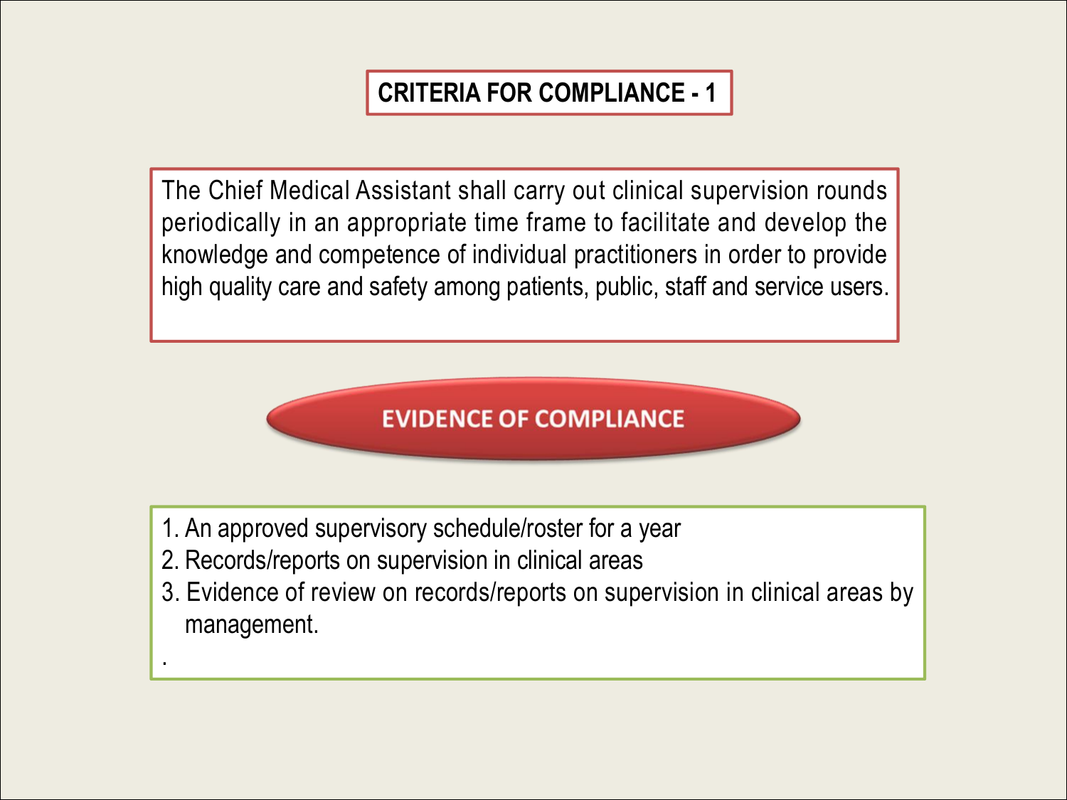## CRITERIA FOR COMPLIANCE - 1

The Chief Medical Assistant shall carry out clinical supervision rounds periodically in an appropriate time frame to facilitate and develop the knowledge and competence of individual practitioners in order to provide high quality care and safety among patients, public, staff and service users.

### EVIDENCE OF COMPLIANCE

1. An approved supervisory schedule/roster for a year
2. Records/reports on supervision in clinical areas
3. Evidence of review on records/reports on supervision in clinical areas by management.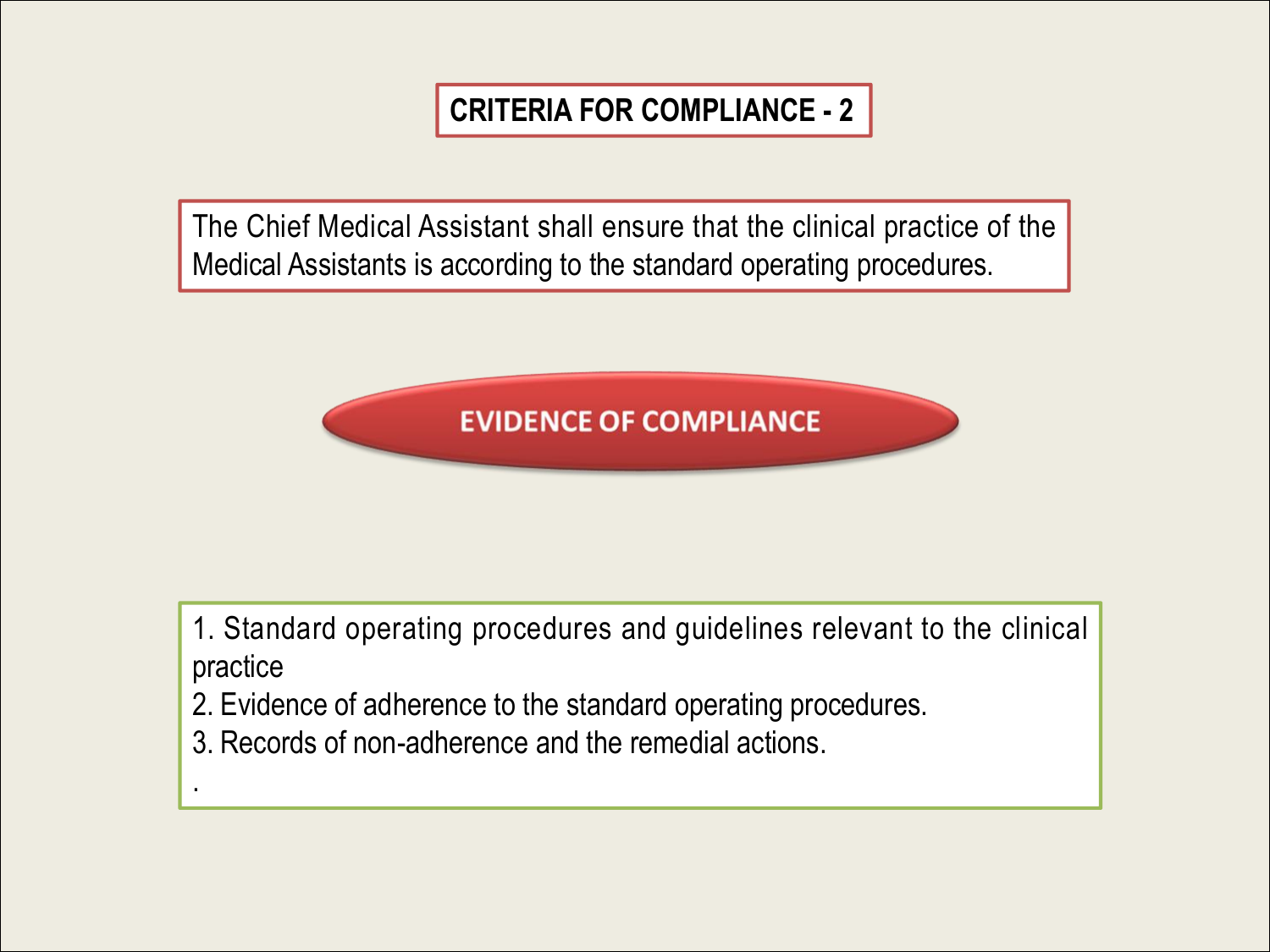## CRITERIA FOR COMPLIANCE - 2

The Chief Medical Assistant shall ensure that the clinical practice of the Medical Assistants is according to the standard operating procedures.

**EVIDENCE OF COMPLIANCE**

1. Standard operating procedures and guidelines relevant to the clinical practice
2. Evidence of adherence to the standard operating procedures.
3. Records of non-adherence and the remedial actions.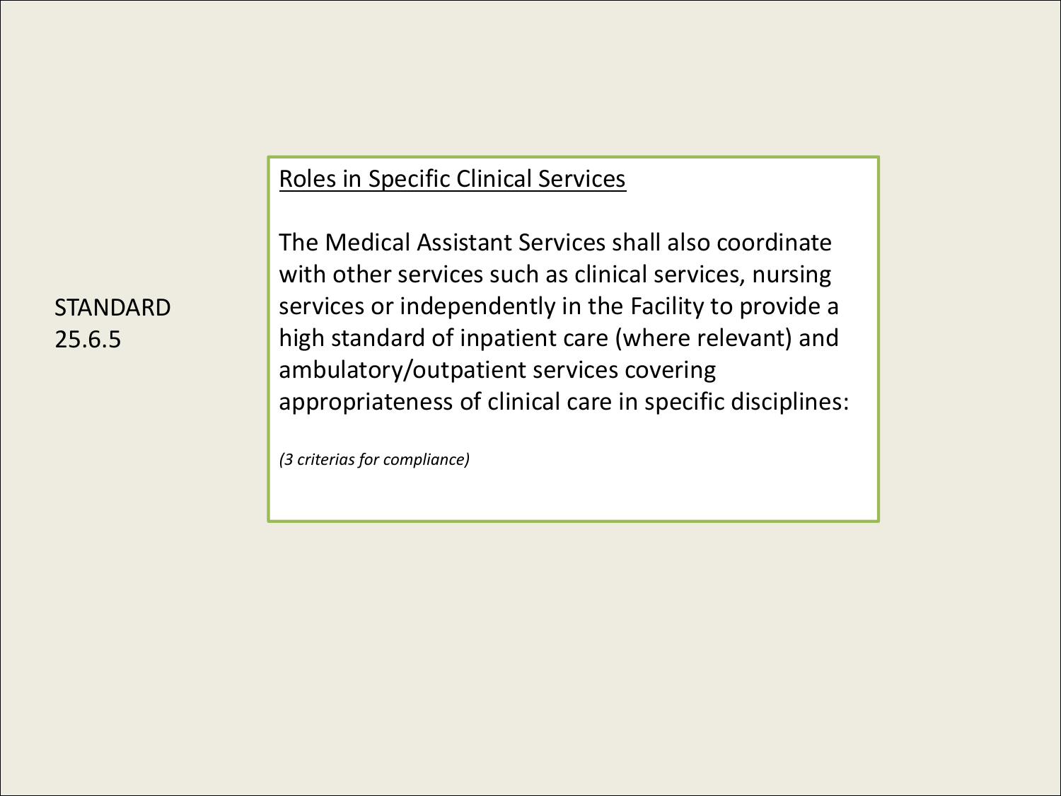STANDARD 25.6.5

<u>Roles in Specific Clinical Services</u>

The Medical Assistant Services shall also coordinate with other services such as clinical services, nursing services or independently in the Facility to provide a high standard of inpatient care (where relevant) and ambulatory/outpatient services covering appropriateness of clinical care in specific disciplines:

*(3 criterias for compliance)*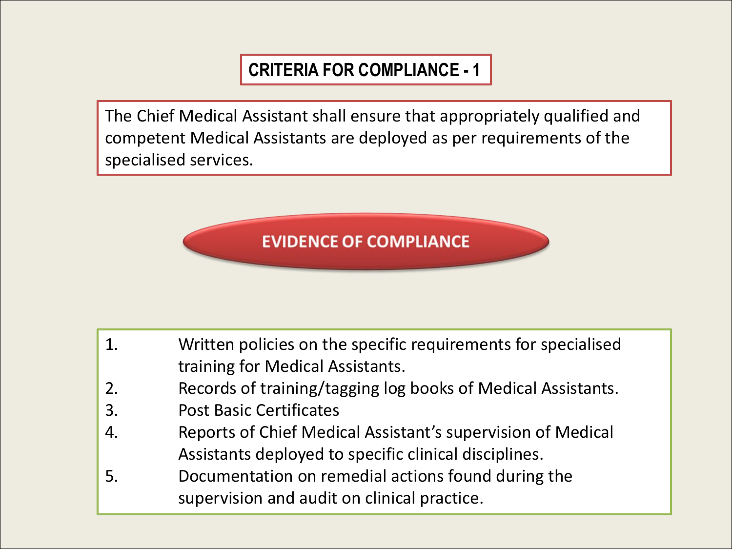## CRITERIA FOR COMPLIANCE - 1

The Chief Medical Assistant shall ensure that appropriately qualified and competent Medical Assistants are deployed as per requirements of the specialised services.

### EVIDENCE OF COMPLIANCE

1. Written policies on the specific requirements for specialised training for Medical Assistants.
2. Records of training/tagging log books of Medical Assistants.
3. Post Basic Certificates
4. Reports of Chief Medical Assistant's supervision of Medical Assistants deployed to specific clinical disciplines.
5. Documentation on remedial actions found during the supervision and audit on clinical practice.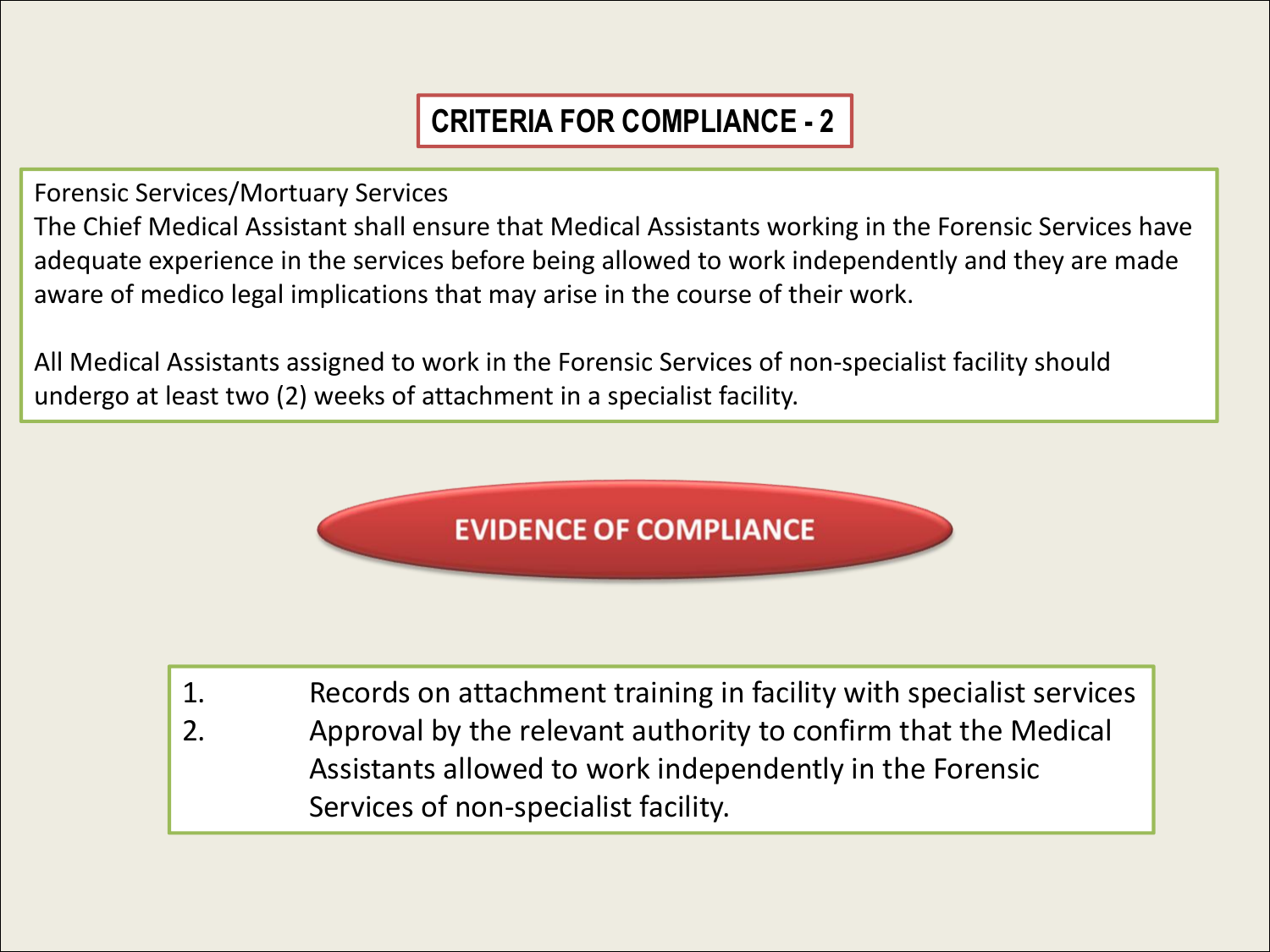# CRITERIA FOR COMPLIANCE - 2

Forensic Services/Mortuary Services

The Chief Medical Assistant shall ensure that Medical Assistants working in the Forensic Services have adequate experience in the services before being allowed to work independently and they are made aware of medico legal implications that may arise in the course of their work.

All Medical Assistants assigned to work in the Forensic Services of non-specialist facility should undergo at least two (2) weeks of attachment in a specialist facility.

## EVIDENCE OF COMPLIANCE

1. Records on attachment training in facility with specialist services
2. Approval by the relevant authority to confirm that the Medical Assistants allowed to work independently in the Forensic Services of non-specialist facility.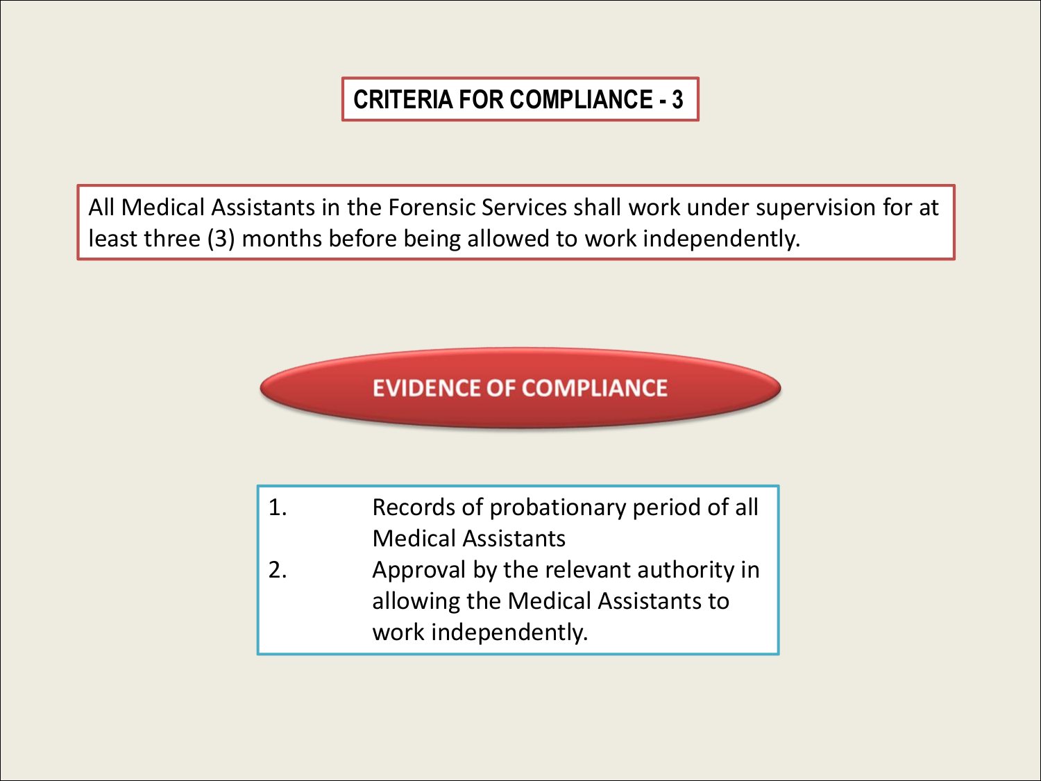## CRITERIA FOR COMPLIANCE - 3

All Medical Assistants in the Forensic Services shall work under supervision for at least three (3) months before being allowed to work independently.

### EVIDENCE OF COMPLIANCE

1. Records of probationary period of all Medical Assistants
2. Approval by the relevant authority in allowing the Medical Assistants to work independently.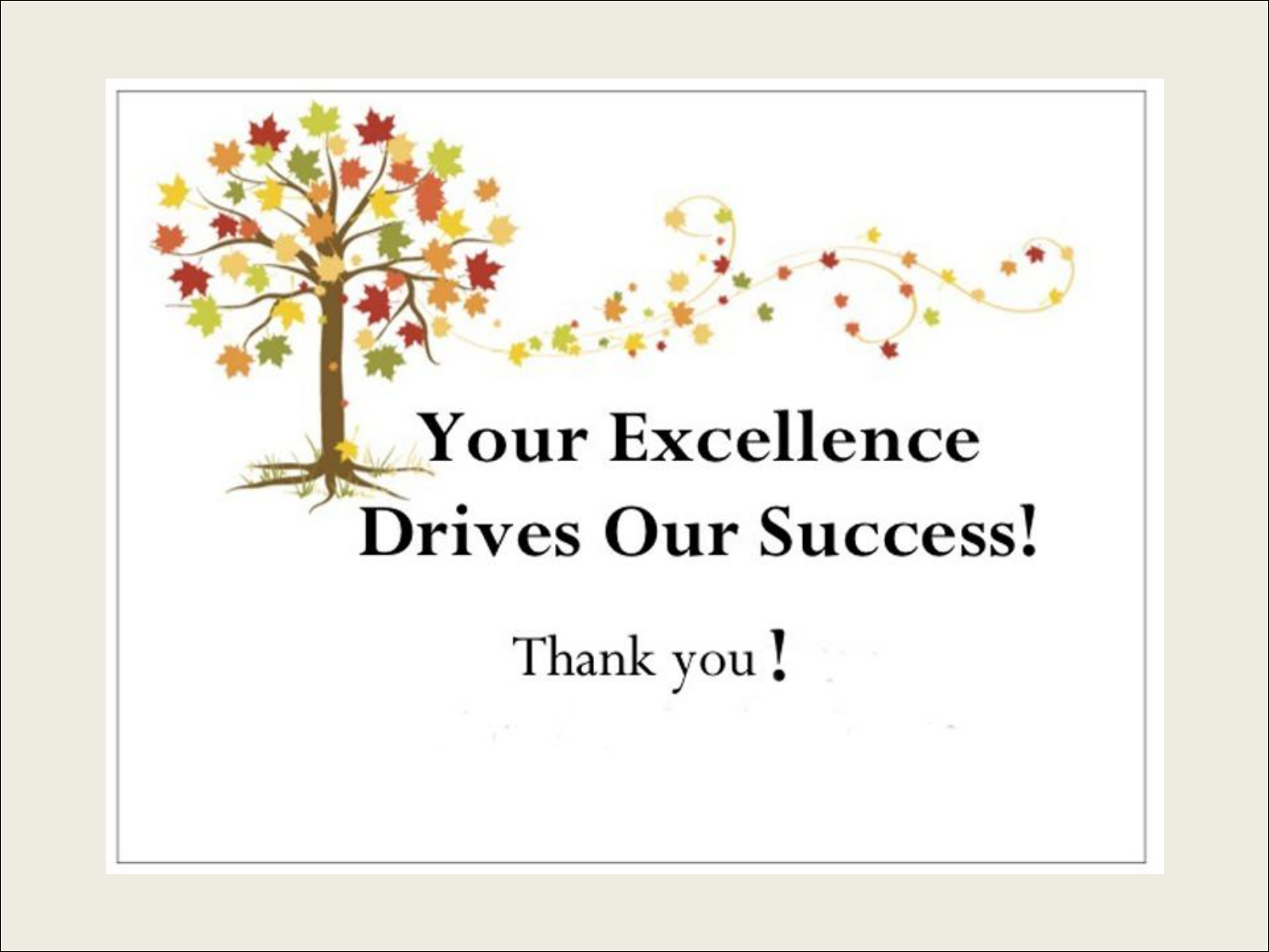# Your Excellence Drives Our Success!

Thank you!